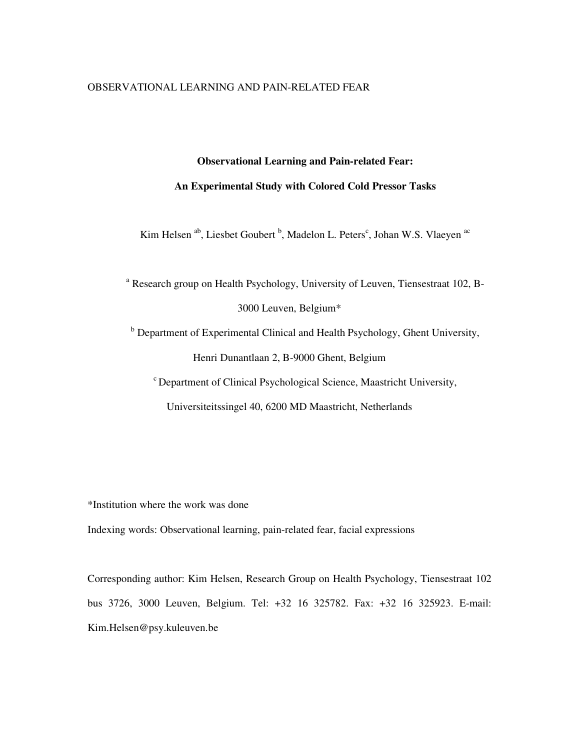# Observational Learning and Pain-related Fear: An Experimental Study with Colored Cold Pressor Tasks

Kim Helsen [ab], Liesbet Goubert [b], Madelon L. Peters[c], Johan W.S. Vlaeyen [ac]

[a] Research group on Health Psychology, University of Leuven, Tiensestraat 102, B-3000 Leuven, Belgium*

[b] Department of Experimental Clinical and Health Psychology, Ghent University, Henri Dunantlaan 2, B-9000 Ghent, Belgium

[c] Department of Clinical Psychological Science, Maastricht University, Universiteitssingel 40, 6200 MD Maastricht, Netherlands

*Institution where the work was done

Indexing words: Observational learning, pain-related fear, facial expressions

Corresponding author: Kim Helsen, Research Group on Health Psychology, Tiensestraat 102 bus 3726, 3000 Leuven, Belgium. Tel: +32 16 325782. Fax: +32 16 325923. E-mail: Kim.Helsen@psy.kuleuven.be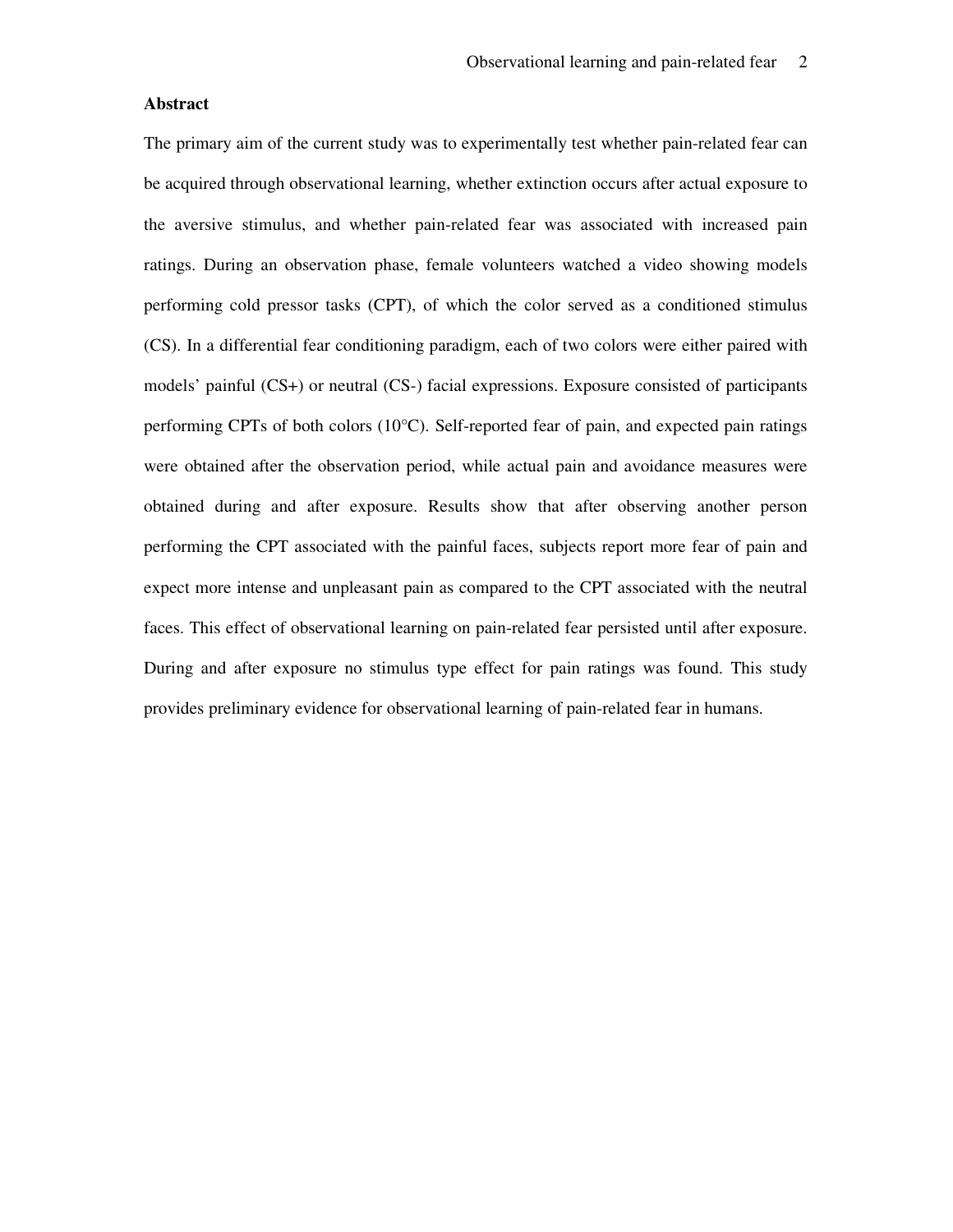## Abstract

The primary aim of the current study was to experimentally test whether pain-related fear can be acquired through observational learning, whether extinction occurs after actual exposure to the aversive stimulus, and whether pain-related fear was associated with increased pain ratings. During an observation phase, female volunteers watched a video showing models performing cold pressor tasks (CPT), of which the color served as a conditioned stimulus (CS). In a differential fear conditioning paradigm, each of two colors were either paired with models' painful (CS+) or neutral (CS-) facial expressions. Exposure consisted of participants performing CPTs of both colors (10°C). Self-reported fear of pain, and expected pain ratings were obtained after the observation period, while actual pain and avoidance measures were obtained during and after exposure. Results show that after observing another person performing the CPT associated with the painful faces, subjects report more fear of pain and expect more intense and unpleasant pain as compared to the CPT associated with the neutral faces. This effect of observational learning on pain-related fear persisted until after exposure. During and after exposure no stimulus type effect for pain ratings was found. This study provides preliminary evidence for observational learning of pain-related fear in humans.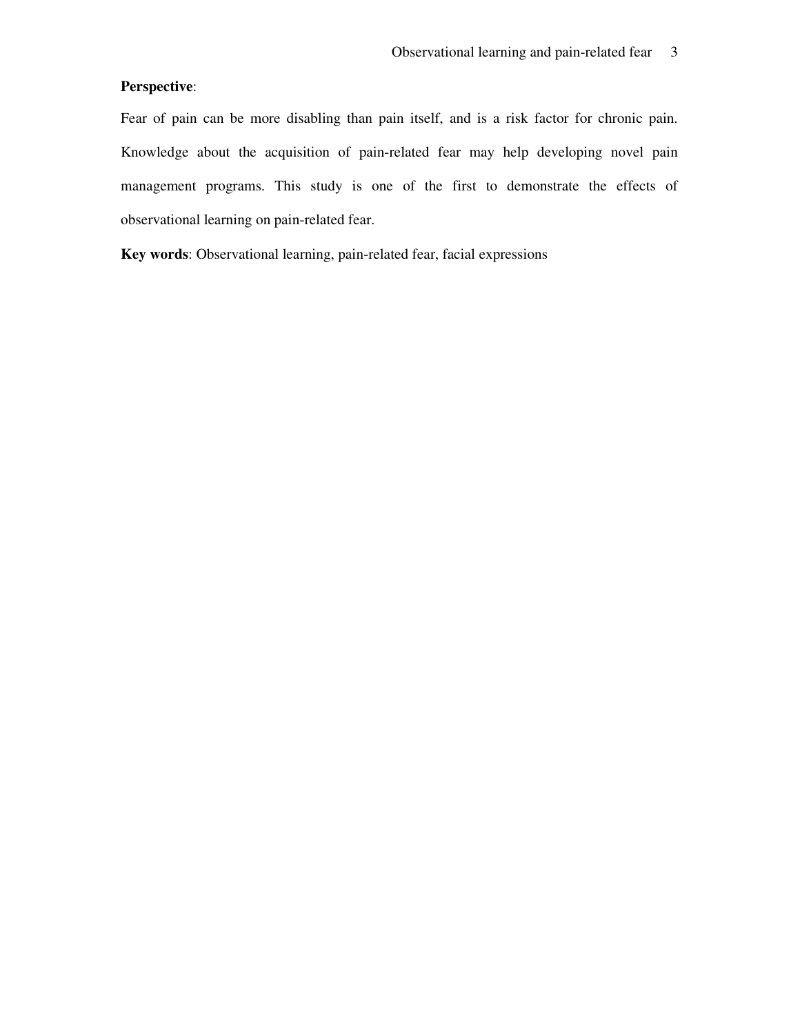**Perspective**:

Fear of pain can be more disabling than pain itself, and is a risk factor for chronic pain. Knowledge about the acquisition of pain-related fear may help developing novel pain management programs. This study is one of the first to demonstrate the effects of observational learning on pain-related fear.

**Key words**: Observational learning, pain-related fear, facial expressions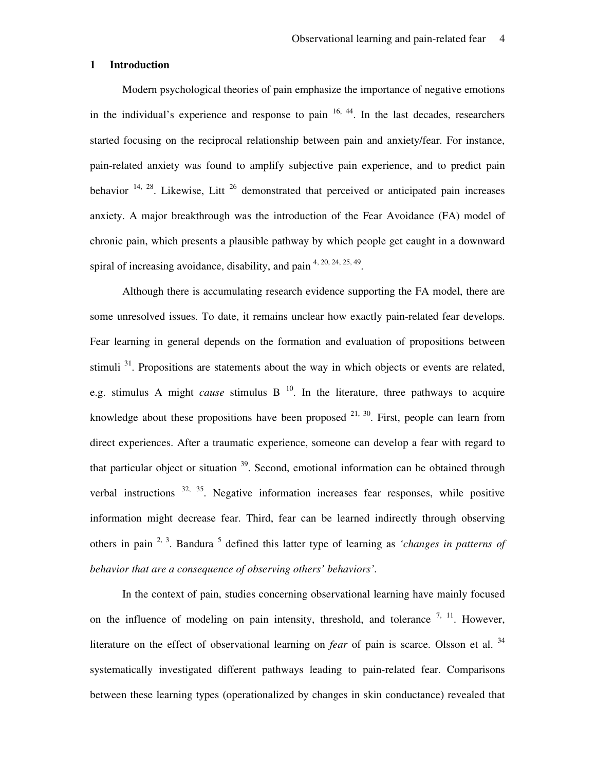## 1 Introduction

Modern psychological theories of pain emphasize the importance of negative emotions in the individual's experience and response to pain [16, 44]. In the last decades, researchers started focusing on the reciprocal relationship between pain and anxiety/fear. For instance, pain-related anxiety was found to amplify subjective pain experience, and to predict pain behavior [14, 28]. Likewise, Litt [26] demonstrated that perceived or anticipated pain increases anxiety. A major breakthrough was the introduction of the Fear Avoidance (FA) model of chronic pain, which presents a plausible pathway by which people get caught in a downward spiral of increasing avoidance, disability, and pain [4, 20, 24, 25, 49].

Although there is accumulating research evidence supporting the FA model, there are some unresolved issues. To date, it remains unclear how exactly pain-related fear develops. Fear learning in general depends on the formation and evaluation of propositions between stimuli [31]. Propositions are statements about the way in which objects or events are related, e.g. stimulus A might *cause* stimulus B [10]. In the literature, three pathways to acquire knowledge about these propositions have been proposed [21, 30]. First, people can learn from direct experiences. After a traumatic experience, someone can develop a fear with regard to that particular object or situation [39]. Second, emotional information can be obtained through verbal instructions [32, 35]. Negative information increases fear responses, while positive information might decrease fear. Third, fear can be learned indirectly through observing others in pain [2, 3]. Bandura [5] defined this latter type of learning as *'changes in patterns of behavior that are a consequence of observing others' behaviors'*.

In the context of pain, studies concerning observational learning have mainly focused on the influence of modeling on pain intensity, threshold, and tolerance [7, 11]. However, literature on the effect of observational learning on *fear* of pain is scarce. Olsson et al. [34] systematically investigated different pathways leading to pain-related fear. Comparisons between these learning types (operationalized by changes in skin conductance) revealed that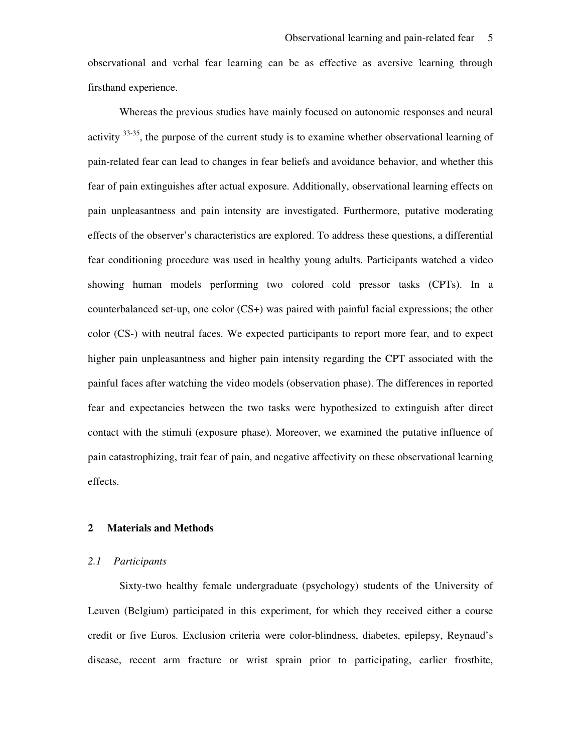observational and verbal fear learning can be as effective as aversive learning through firsthand experience.

Whereas the previous studies have mainly focused on autonomic responses and neural activity [33-35], the purpose of the current study is to examine whether observational learning of pain-related fear can lead to changes in fear beliefs and avoidance behavior, and whether this fear of pain extinguishes after actual exposure. Additionally, observational learning effects on pain unpleasantness and pain intensity are investigated. Furthermore, putative moderating effects of the observer's characteristics are explored. To address these questions, a differential fear conditioning procedure was used in healthy young adults. Participants watched a video showing human models performing two colored cold pressor tasks (CPTs). In a counterbalanced set-up, one color (CS+) was paired with painful facial expressions; the other color (CS-) with neutral faces. We expected participants to report more fear, and to expect higher pain unpleasantness and higher pain intensity regarding the CPT associated with the painful faces after watching the video models (observation phase). The differences in reported fear and expectancies between the two tasks were hypothesized to extinguish after direct contact with the stimuli (exposure phase). Moreover, we examined the putative influence of pain catastrophizing, trait fear of pain, and negative affectivity on these observational learning effects.

## 2 Materials and Methods

### *2.1 Participants*

Sixty-two healthy female undergraduate (psychology) students of the University of Leuven (Belgium) participated in this experiment, for which they received either a course credit or five Euros. Exclusion criteria were color-blindness, diabetes, epilepsy, Reynaud's disease, recent arm fracture or wrist sprain prior to participating, earlier frostbite,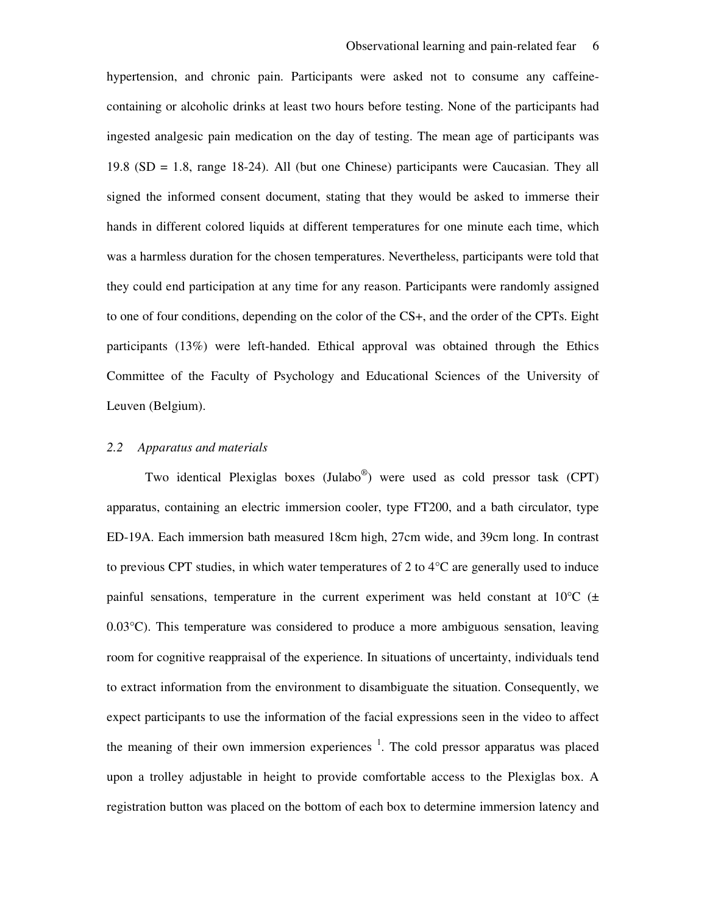hypertension, and chronic pain. Participants were asked not to consume any caffeine-containing or alcoholic drinks at least two hours before testing. None of the participants had ingested analgesic pain medication on the day of testing. The mean age of participants was 19.8 (SD = 1.8, range 18-24). All (but one Chinese) participants were Caucasian. They all signed the informed consent document, stating that they would be asked to immerse their hands in different colored liquids at different temperatures for one minute each time, which was a harmless duration for the chosen temperatures. Nevertheless, participants were told that they could end participation at any time for any reason. Participants were randomly assigned to one of four conditions, depending on the color of the CS+, and the order of the CPTs. Eight participants (13%) were left-handed. Ethical approval was obtained through the Ethics Committee of the Faculty of Psychology and Educational Sciences of the University of Leuven (Belgium).

### *2.2 Apparatus and materials*

Two identical Plexiglas boxes (Julabo®) were used as cold pressor task (CPT) apparatus, containing an electric immersion cooler, type FT200, and a bath circulator, type ED-19A. Each immersion bath measured 18cm high, 27cm wide, and 39cm long. In contrast to previous CPT studies, in which water temperatures of 2 to 4°C are generally used to induce painful sensations, temperature in the current experiment was held constant at 10°C (± 0.03°C). This temperature was considered to produce a more ambiguous sensation, leaving room for cognitive reappraisal of the experience. In situations of uncertainty, individuals tend to extract information from the environment to disambiguate the situation. Consequently, we expect participants to use the information of the facial expressions seen in the video to affect the meaning of their own immersion experiences [1]. The cold pressor apparatus was placed upon a trolley adjustable in height to provide comfortable access to the Plexiglas box. A registration button was placed on the bottom of each box to determine immersion latency and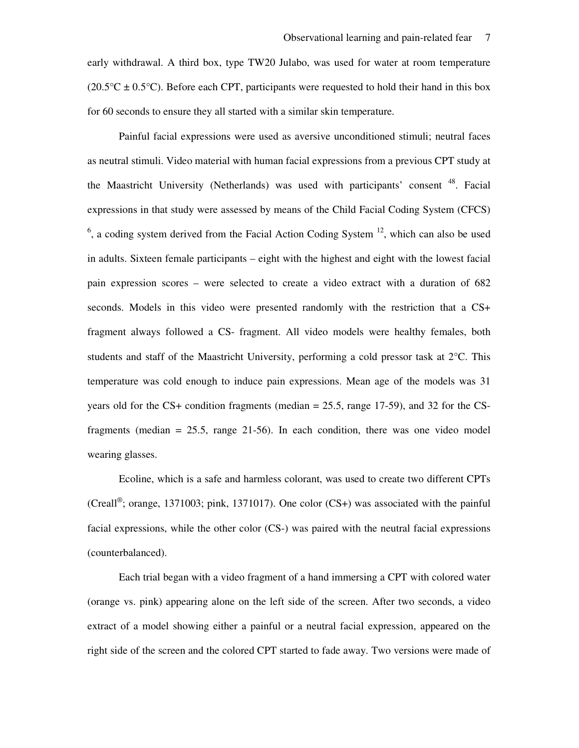early withdrawal. A third box, type TW20 Julabo, was used for water at room temperature (20.5°C ± 0.5°C). Before each CPT, participants were requested to hold their hand in this box for 60 seconds to ensure they all started with a similar skin temperature.

Painful facial expressions were used as aversive unconditioned stimuli; neutral faces as neutral stimuli. Video material with human facial expressions from a previous CPT study at the Maastricht University (Netherlands) was used with participants' consent [48]. Facial expressions in that study were assessed by means of the Child Facial Coding System (CFCS) [6], a coding system derived from the Facial Action Coding System [12], which can also be used in adults. Sixteen female participants – eight with the highest and eight with the lowest facial pain expression scores – were selected to create a video extract with a duration of 682 seconds. Models in this video were presented randomly with the restriction that a CS+ fragment always followed a CS- fragment. All video models were healthy females, both students and staff of the Maastricht University, performing a cold pressor task at 2°C. This temperature was cold enough to induce pain expressions. Mean age of the models was 31 years old for the CS+ condition fragments (median = 25.5, range 17-59), and 32 for the CS- fragments (median = 25.5, range 21-56). In each condition, there was one video model wearing glasses.

Ecoline, which is a safe and harmless colorant, was used to create two different CPTs (Creall®; orange, 1371003; pink, 1371017). One color (CS+) was associated with the painful facial expressions, while the other color (CS-) was paired with the neutral facial expressions (counterbalanced).

Each trial began with a video fragment of a hand immersing a CPT with colored water (orange vs. pink) appearing alone on the left side of the screen. After two seconds, a video extract of a model showing either a painful or a neutral facial expression, appeared on the right side of the screen and the colored CPT started to fade away. Two versions were made of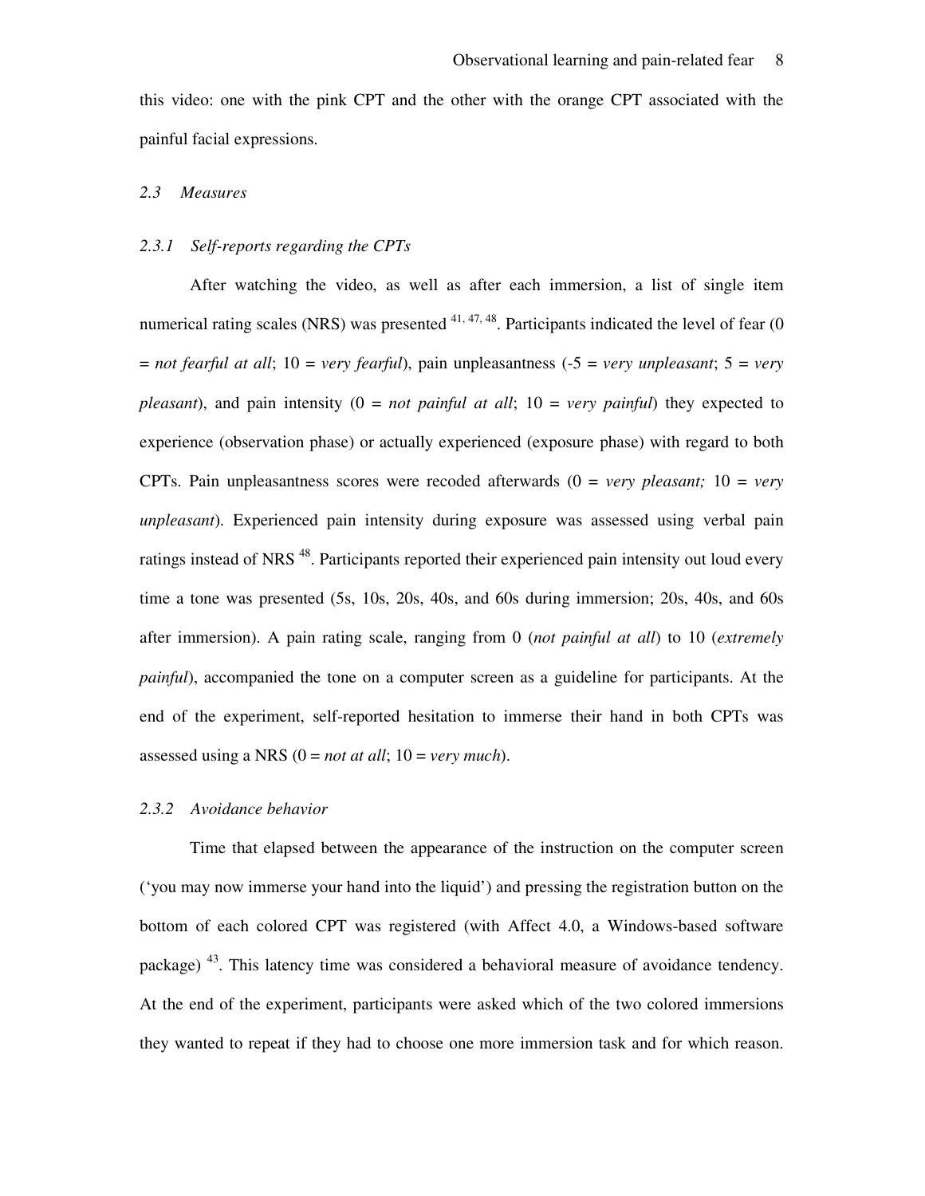this video: one with the pink CPT and the other with the orange CPT associated with the painful facial expressions.

### *2.3 Measures*

#### *2.3.1 Self-reports regarding the CPTs*

After watching the video, as well as after each immersion, a list of single item numerical rating scales (NRS) was presented [41, 47, 48]. Participants indicated the level of fear (0 = *not fearful at all*; 10 = *very fearful*), pain unpleasantness (-5 = *very unpleasant*; 5 = *very pleasant*), and pain intensity (0 = *not painful at all*; 10 = *very painful*) they expected to experience (observation phase) or actually experienced (exposure phase) with regard to both CPTs. Pain unpleasantness scores were recoded afterwards (0 = *very pleasant;* 10 = *very unpleasant*). Experienced pain intensity during exposure was assessed using verbal pain ratings instead of NRS [48]. Participants reported their experienced pain intensity out loud every time a tone was presented (5s, 10s, 20s, 40s, and 60s during immersion; 20s, 40s, and 60s after immersion). A pain rating scale, ranging from 0 (*not painful at all*) to 10 (*extremely painful*), accompanied the tone on a computer screen as a guideline for participants. At the end of the experiment, self-reported hesitation to immerse their hand in both CPTs was assessed using a NRS (0 = *not at all*; 10 = *very much*).

#### *2.3.2 Avoidance behavior*

Time that elapsed between the appearance of the instruction on the computer screen ('you may now immerse your hand into the liquid') and pressing the registration button on the bottom of each colored CPT was registered (with Affect 4.0, a Windows-based software package) [43]. This latency time was considered a behavioral measure of avoidance tendency. At the end of the experiment, participants were asked which of the two colored immersions they wanted to repeat if they had to choose one more immersion task and for which reason.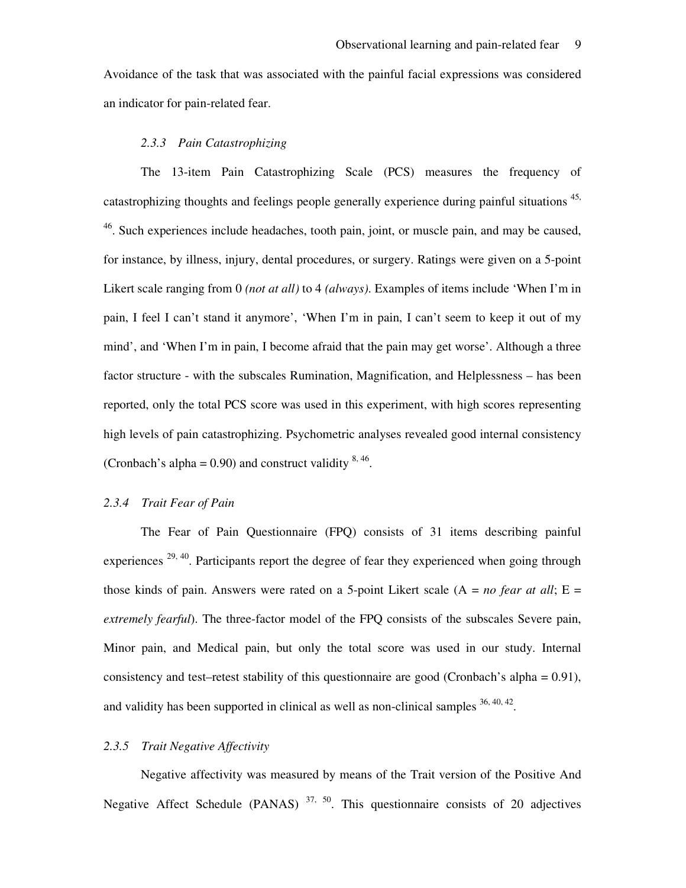Avoidance of the task that was associated with the painful facial expressions was considered an indicator for pain-related fear.

### 2.3.3 Pain Catastrophizing

The 13-item Pain Catastrophizing Scale (PCS) measures the frequency of catastrophizing thoughts and feelings people generally experience during painful situations [45, 46]. Such experiences include headaches, tooth pain, joint, or muscle pain, and may be caused, for instance, by illness, injury, dental procedures, or surgery. Ratings were given on a 5-point Likert scale ranging from 0 *(not at all)* to 4 *(always)*. Examples of items include 'When I'm in pain, I feel I can't stand it anymore', 'When I'm in pain, I can't seem to keep it out of my mind', and 'When I'm in pain, I become afraid that the pain may get worse'. Although a three factor structure - with the subscales Rumination, Magnification, and Helplessness – has been reported, only the total PCS score was used in this experiment, with high scores representing high levels of pain catastrophizing. Psychometric analyses revealed good internal consistency (Cronbach's alpha = 0.90) and construct validity [8, 46].

### 2.3.4 Trait Fear of Pain

The Fear of Pain Questionnaire (FPQ) consists of 31 items describing painful experiences [29, 40]. Participants report the degree of fear they experienced when going through those kinds of pain. Answers were rated on a 5-point Likert scale (A = *no fear at all*; E = *extremely fearful*). The three-factor model of the FPQ consists of the subscales Severe pain, Minor pain, and Medical pain, but only the total score was used in our study. Internal consistency and test–retest stability of this questionnaire are good (Cronbach's alpha = 0.91), and validity has been supported in clinical as well as non-clinical samples [36, 40, 42].

### 2.3.5 Trait Negative Affectivity

Negative affectivity was measured by means of the Trait version of the Positive And Negative Affect Schedule (PANAS) [37, 50]. This questionnaire consists of 20 adjectives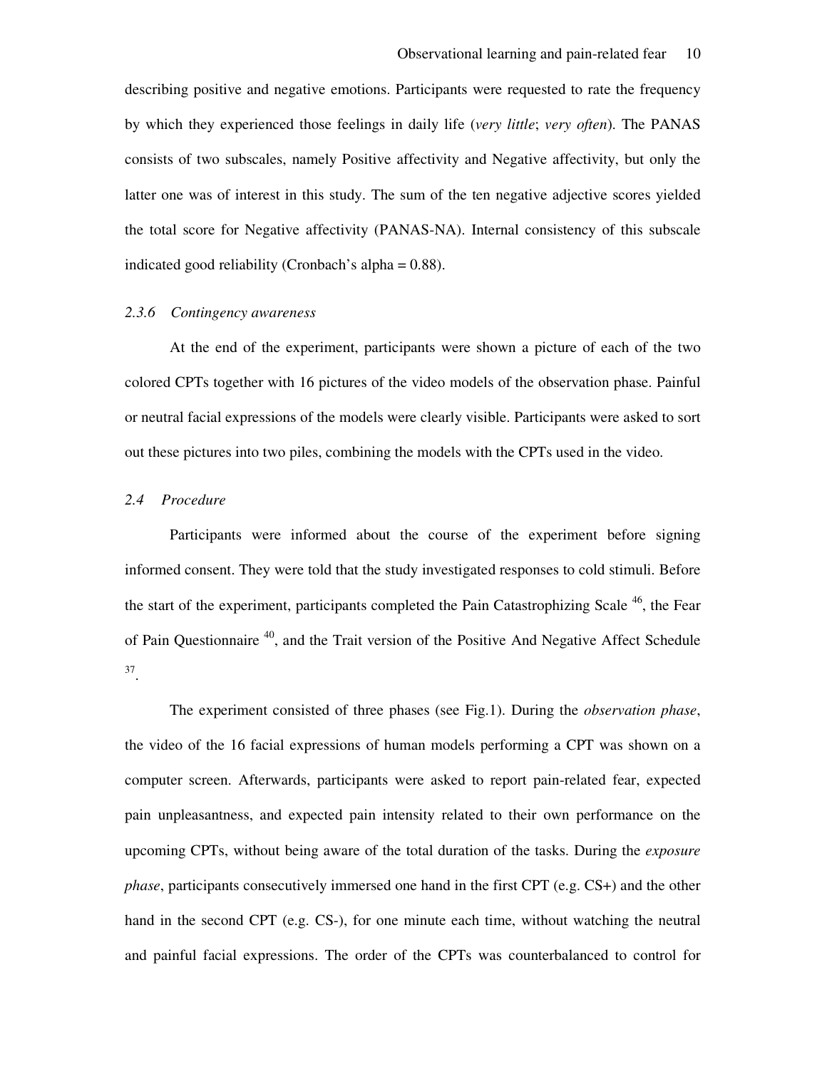describing positive and negative emotions. Participants were requested to rate the frequency by which they experienced those feelings in daily life (*very little*; *very often*). The PANAS consists of two subscales, namely Positive affectivity and Negative affectivity, but only the latter one was of interest in this study. The sum of the ten negative adjective scores yielded the total score for Negative affectivity (PANAS-NA). Internal consistency of this subscale indicated good reliability (Cronbach's alpha = 0.88).

### *2.3.6 Contingency awareness*

At the end of the experiment, participants were shown a picture of each of the two colored CPTs together with 16 pictures of the video models of the observation phase. Painful or neutral facial expressions of the models were clearly visible. Participants were asked to sort out these pictures into two piles, combining the models with the CPTs used in the video.

## *2.4 Procedure*

Participants were informed about the course of the experiment before signing informed consent. They were told that the study investigated responses to cold stimuli. Before the start of the experiment, participants completed the Pain Catastrophizing Scale [46], the Fear of Pain Questionnaire [40], and the Trait version of the Positive And Negative Affect Schedule [37].

The experiment consisted of three phases (see Fig.1). During the *observation phase*, the video of the 16 facial expressions of human models performing a CPT was shown on a computer screen. Afterwards, participants were asked to report pain-related fear, expected pain unpleasantness, and expected pain intensity related to their own performance on the upcoming CPTs, without being aware of the total duration of the tasks. During the *exposure phase*, participants consecutively immersed one hand in the first CPT (e.g. CS+) and the other hand in the second CPT (e.g. CS-), for one minute each time, without watching the neutral and painful facial expressions. The order of the CPTs was counterbalanced to control for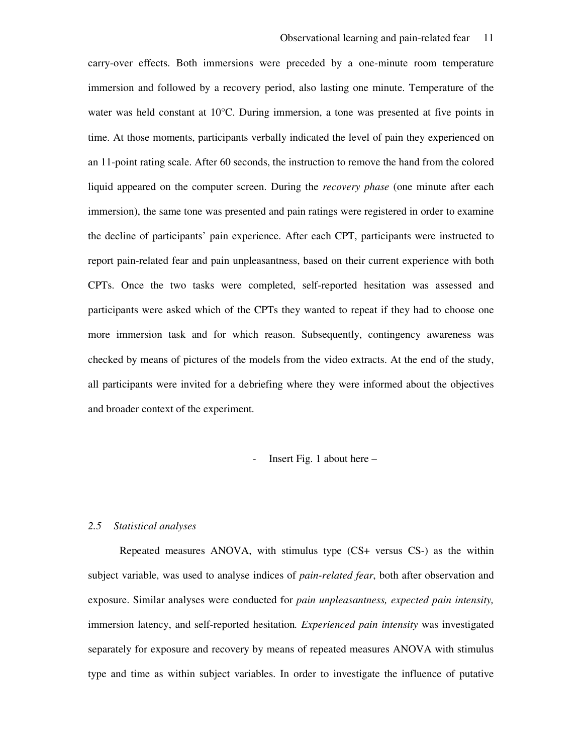carry-over effects. Both immersions were preceded by a one-minute room temperature immersion and followed by a recovery period, also lasting one minute. Temperature of the water was held constant at 10°C. During immersion, a tone was presented at five points in time. At those moments, participants verbally indicated the level of pain they experienced on an 11-point rating scale. After 60 seconds, the instruction to remove the hand from the colored liquid appeared on the computer screen. During the *recovery phase* (one minute after each immersion), the same tone was presented and pain ratings were registered in order to examine the decline of participants' pain experience. After each CPT, participants were instructed to report pain-related fear and pain unpleasantness, based on their current experience with both CPTs. Once the two tasks were completed, self-reported hesitation was assessed and participants were asked which of the CPTs they wanted to repeat if they had to choose one more immersion task and for which reason. Subsequently, contingency awareness was checked by means of pictures of the models from the video extracts. At the end of the study, all participants were invited for a debriefing where they were informed about the objectives and broader context of the experiment.

- Insert Fig. 1 about here –

### *2.5 Statistical analyses*

Repeated measures ANOVA, with stimulus type (CS+ versus CS-) as the within subject variable, was used to analyse indices of *pain-related fear*, both after observation and exposure. Similar analyses were conducted for *pain unpleasantness, expected pain intensity,* immersion latency, and self-reported hesitation*. Experienced pain intensity* was investigated separately for exposure and recovery by means of repeated measures ANOVA with stimulus type and time as within subject variables. In order to investigate the influence of putative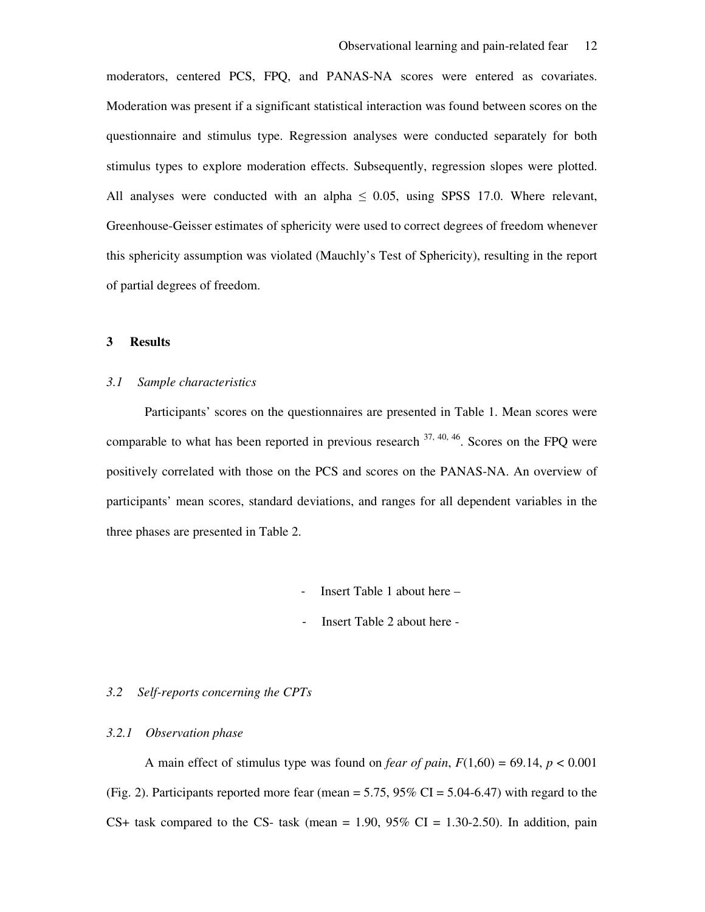moderators, centered PCS, FPQ, and PANAS-NA scores were entered as covariates. Moderation was present if a significant statistical interaction was found between scores on the questionnaire and stimulus type. Regression analyses were conducted separately for both stimulus types to explore moderation effects. Subsequently, regression slopes were plotted. All analyses were conducted with an alpha $\leq$ 0.05, using SPSS 17.0. Where relevant, Greenhouse-Geisser estimates of sphericity were used to correct degrees of freedom whenever this sphericity assumption was violated (Mauchly's Test of Sphericity), resulting in the report of partial degrees of freedom.

# 3 Results

## *3.1 Sample characteristics*

Participants' scores on the questionnaires are presented in Table 1. Mean scores were comparable to what has been reported in previous research [37, 40, 46]. Scores on the FPQ were positively correlated with those on the PCS and scores on the PANAS-NA. An overview of participants' mean scores, standard deviations, and ranges for all dependent variables in the three phases are presented in Table 2.

- Insert Table 1 about here –

- Insert Table 2 about here -

## *3.2 Self-reports concerning the CPTs*

### *3.2.1 Observation phase*

A main effect of stimulus type was found on *fear of pain*, $F(1,60) = 69.14$, $p < 0.001$ (Fig. 2). Participants reported more fear (mean = 5.75, 95% CI = 5.04-6.47) with regard to the CS+ task compared to the CS- task (mean = 1.90, 95% CI = 1.30-2.50). In addition, pain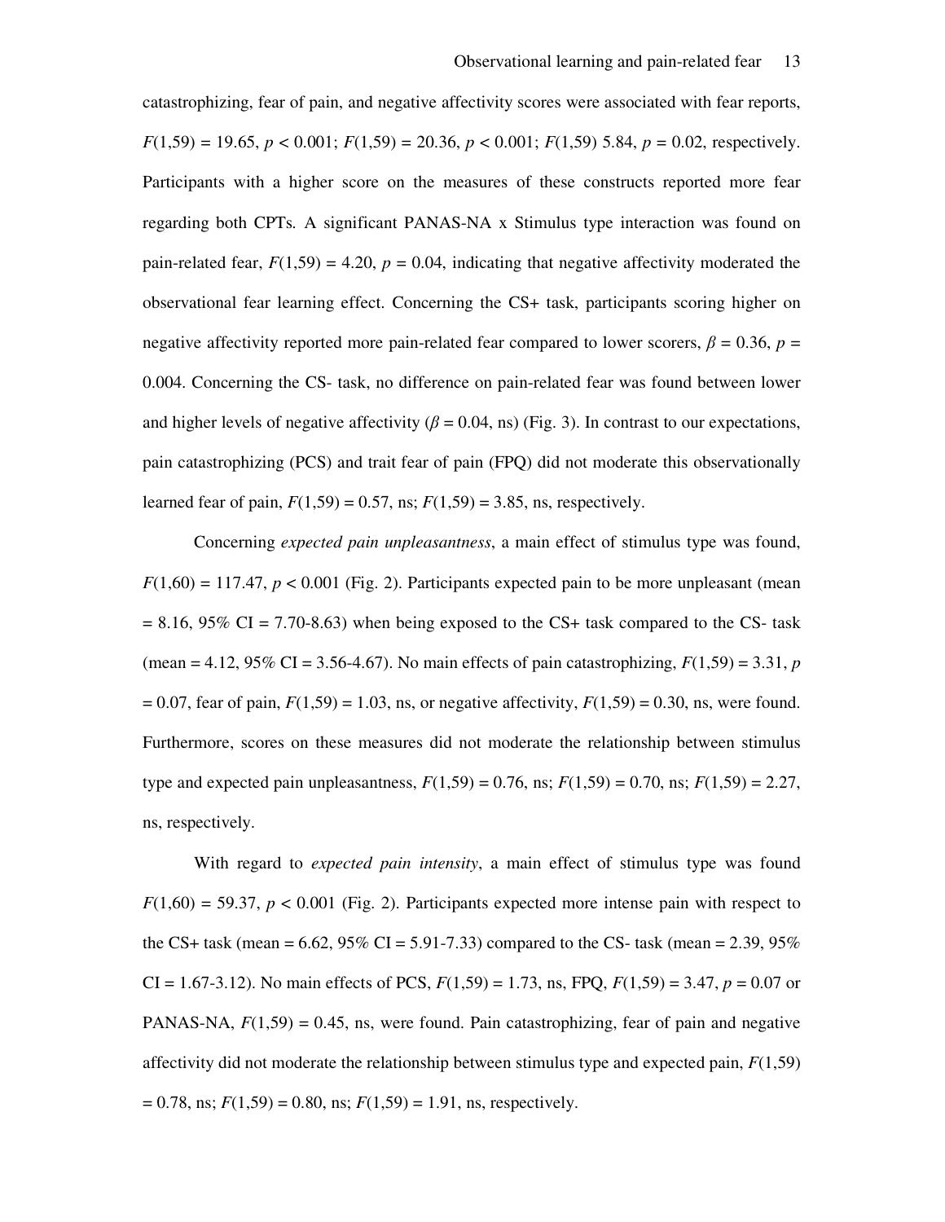catastrophizing, fear of pain, and negative affectivity scores were associated with fear reports, $F(1,59) = 19.65$, $p < 0.001$; $F(1,59) = 20.36$, $p < 0.001$; $F(1,59)$ 5.84, $p = 0.02$, respectively. Participants with a higher score on the measures of these constructs reported more fear regarding both CPTs. A significant PANAS-NA x Stimulus type interaction was found on pain-related fear, $F(1,59) = 4.20$, $p = 0.04$, indicating that negative affectivity moderated the observational fear learning effect. Concerning the CS+ task, participants scoring higher on negative affectivity reported more pain-related fear compared to lower scorers, $\beta = 0.36$, $p = 0.004$. Concerning the CS- task, no difference on pain-related fear was found between lower and higher levels of negative affectivity ($\beta = 0.04$, ns) (Fig. 3). In contrast to our expectations, pain catastrophizing (PCS) and trait fear of pain (FPQ) did not moderate this observationally learned fear of pain, $F(1,59) = 0.57$, ns; $F(1,59) = 3.85$, ns, respectively.

Concerning *expected pain unpleasantness*, a main effect of stimulus type was found, $F(1,60) = 117.47$, $p < 0.001$ (Fig. 2). Participants expected pain to be more unpleasant (mean = 8.16, 95% CI = 7.70-8.63) when being exposed to the CS+ task compared to the CS- task (mean = 4.12, 95% CI = 3.56-4.67). No main effects of pain catastrophizing, $F(1,59) = 3.31$, $p = 0.07$, fear of pain, $F(1,59) = 1.03$, ns, or negative affectivity, $F(1,59) = 0.30$, ns, were found. Furthermore, scores on these measures did not moderate the relationship between stimulus type and expected pain unpleasantness, $F(1,59) = 0.76$, ns; $F(1,59) = 0.70$, ns; $F(1,59) = 2.27$, ns, respectively.

With regard to *expected pain intensity*, a main effect of stimulus type was found $F(1,60) = 59.37$, $p < 0.001$ (Fig. 2). Participants expected more intense pain with respect to the CS+ task (mean = 6.62, 95% CI = 5.91-7.33) compared to the CS- task (mean = 2.39, 95% CI = 1.67-3.12). No main effects of PCS, $F(1,59) = 1.73$, ns, FPQ, $F(1,59) = 3.47$, $p = 0.07$ or PANAS-NA, $F(1,59) = 0.45$, ns, were found. Pain catastrophizing, fear of pain and negative affectivity did not moderate the relationship between stimulus type and expected pain, $F(1,59) = 0.78$, ns; $F(1,59) = 0.80$, ns; $F(1,59) = 1.91$, ns, respectively.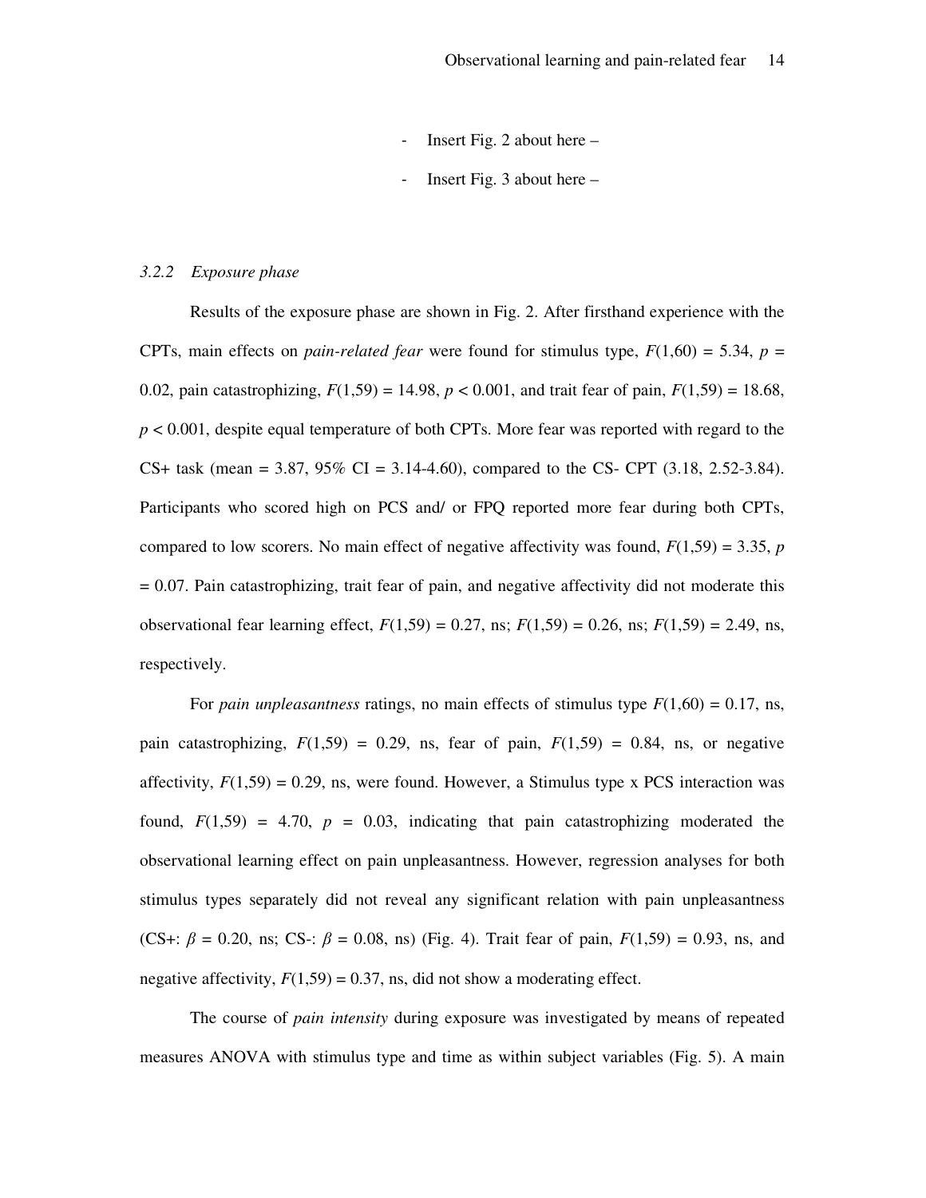- Insert Fig. 2 about here –

- Insert Fig. 3 about here –

### *3.2.2 Exposure phase*

Results of the exposure phase are shown in Fig. 2. After firsthand experience with the CPTs, main effects on *pain-related fear* were found for stimulus type, $F(1,60) = 5.34$, $p = 0.02$, pain catastrophizing, $F(1,59) = 14.98$, $p < 0.001$, and trait fear of pain, $F(1,59) = 18.68$, $p < 0.001$, despite equal temperature of both CPTs. More fear was reported with regard to the CS+ task (mean = 3.87, 95% CI = 3.14-4.60), compared to the CS- CPT (3.18, 2.52-3.84). Participants who scored high on PCS and/ or FPQ reported more fear during both CPTs, compared to low scorers. No main effect of negative affectivity was found, $F(1,59) = 3.35$, $p = 0.07$. Pain catastrophizing, trait fear of pain, and negative affectivity did not moderate this observational fear learning effect, $F(1,59) = 0.27$, ns; $F(1,59) = 0.26$, ns; $F(1,59) = 2.49$, ns, respectively.

For *pain unpleasantness* ratings, no main effects of stimulus type $F(1,60) = 0.17$, ns, pain catastrophizing, $F(1,59) = 0.29$, ns, fear of pain, $F(1,59) = 0.84$, ns, or negative affectivity, $F(1,59) = 0.29$, ns, were found. However, a Stimulus type x PCS interaction was found, $F(1,59) = 4.70$, $p = 0.03$, indicating that pain catastrophizing moderated the observational learning effect on pain unpleasantness. However, regression analyses for both stimulus types separately did not reveal any significant relation with pain unpleasantness (CS+: $\beta = 0.20$, ns; CS-: $\beta = 0.08$, ns) (Fig. 4). Trait fear of pain, $F(1,59) = 0.93$, ns, and negative affectivity, $F(1,59) = 0.37$, ns, did not show a moderating effect.

The course of *pain intensity* during exposure was investigated by means of repeated measures ANOVA with stimulus type and time as within subject variables (Fig. 5). A main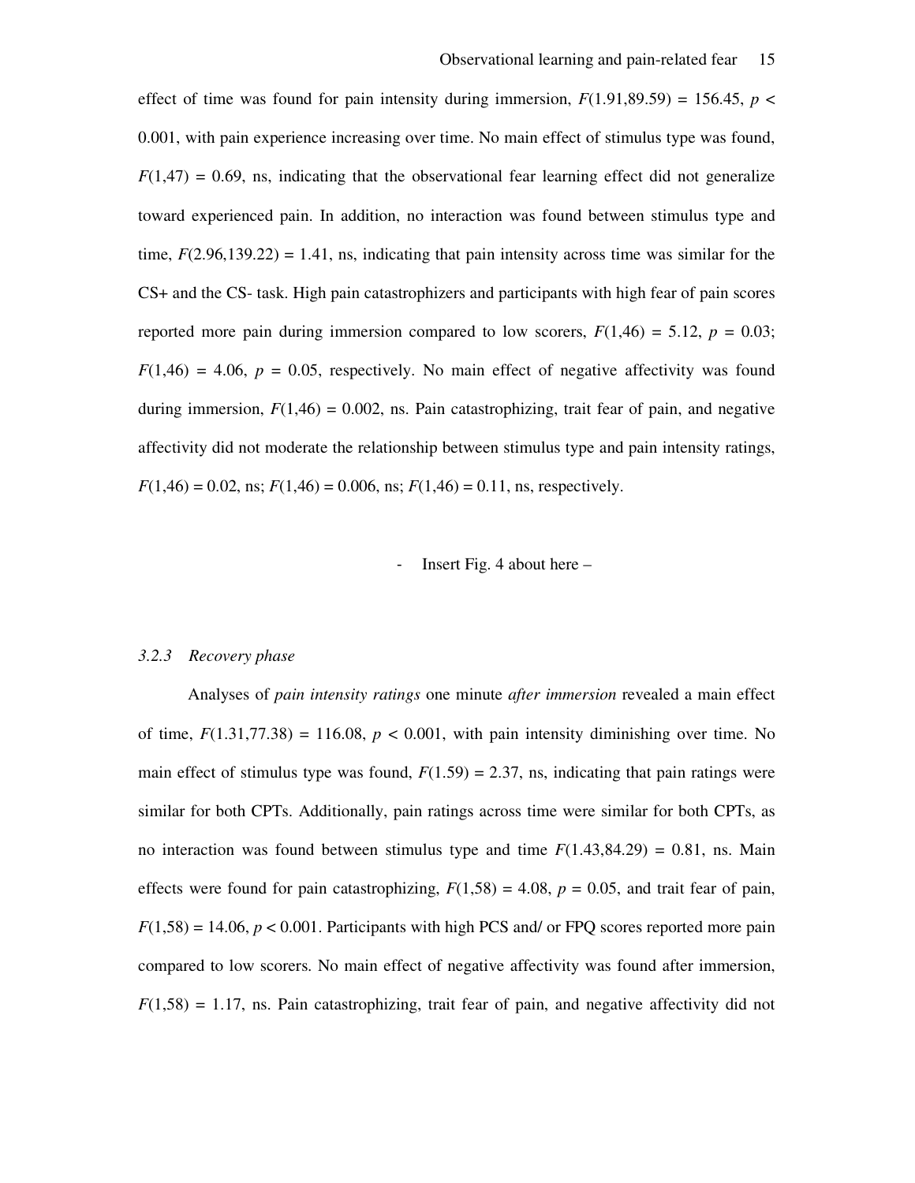effect of time was found for pain intensity during immersion, $F(1.91,89.59) = 156.45$, $p < 0.001$, with pain experience increasing over time. No main effect of stimulus type was found, $F(1,47) = 0.69$, ns, indicating that the observational fear learning effect did not generalize toward experienced pain. In addition, no interaction was found between stimulus type and time, $F(2.96,139.22) = 1.41$, ns, indicating that pain intensity across time was similar for the CS+ and the CS- task. High pain catastrophizers and participants with high fear of pain scores reported more pain during immersion compared to low scorers, $F(1,46) = 5.12$, $p = 0.03$; $F(1,46) = 4.06$, $p = 0.05$, respectively. No main effect of negative affectivity was found during immersion, $F(1,46) = 0.002$, ns. Pain catastrophizing, trait fear of pain, and negative affectivity did not moderate the relationship between stimulus type and pain intensity ratings, $F(1,46) = 0.02$, ns; $F(1,46) = 0.006$, ns; $F(1,46) = 0.11$, ns, respectively.

- Insert Fig. 4 about here –

### *3.2.3 Recovery phase*

Analyses of *pain intensity ratings* one minute *after immersion* revealed a main effect of time, $F(1.31,77.38) = 116.08$, $p < 0.001$, with pain intensity diminishing over time. No main effect of stimulus type was found, $F(1.59) = 2.37$, ns, indicating that pain ratings were similar for both CPTs. Additionally, pain ratings across time were similar for both CPTs, as no interaction was found between stimulus type and time $F(1.43,84.29) = 0.81$, ns. Main effects were found for pain catastrophizing, $F(1,58) = 4.08$, $p = 0.05$, and trait fear of pain, $F(1,58) = 14.06$, $p < 0.001$. Participants with high PCS and/ or FPQ scores reported more pain compared to low scorers. No main effect of negative affectivity was found after immersion, $F(1,58) = 1.17$, ns. Pain catastrophizing, trait fear of pain, and negative affectivity did not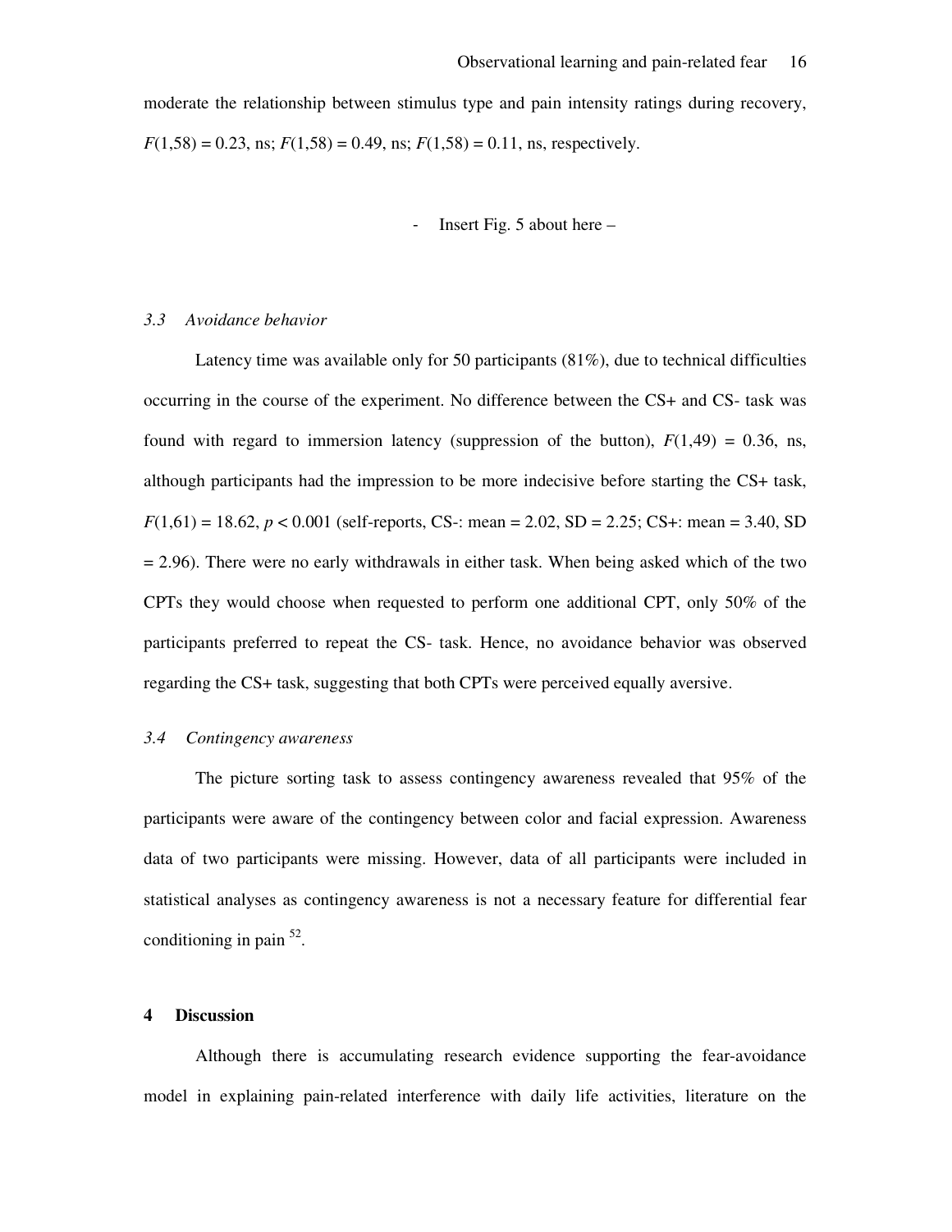moderate the relationship between stimulus type and pain intensity ratings during recovery, $F(1,58) = 0.23$, ns; $F(1,58) = 0.49$, ns; $F(1,58) = 0.11$, ns, respectively.

- Insert Fig. 5 about here –

### *3.3 Avoidance behavior*

Latency time was available only for 50 participants (81%), due to technical difficulties occurring in the course of the experiment. No difference between the CS+ and CS- task was found with regard to immersion latency (suppression of the button), $F(1,49) = 0.36$, ns, although participants had the impression to be more indecisive before starting the CS+ task, $F(1,61) = 18.62$, $p < 0.001$ (self-reports, CS-: mean = 2.02, SD = 2.25; CS+: mean = 3.40, SD = 2.96). There were no early withdrawals in either task. When being asked which of the two CPTs they would choose when requested to perform one additional CPT, only 50% of the participants preferred to repeat the CS- task. Hence, no avoidance behavior was observed regarding the CS+ task, suggesting that both CPTs were perceived equally aversive.

### *3.4 Contingency awareness*

The picture sorting task to assess contingency awareness revealed that 95% of the participants were aware of the contingency between color and facial expression. Awareness data of two participants were missing. However, data of all participants were included in statistical analyses as contingency awareness is not a necessary feature for differential fear conditioning in pain [52].

## **4 Discussion**

Although there is accumulating research evidence supporting the fear-avoidance model in explaining pain-related interference with daily life activities, literature on the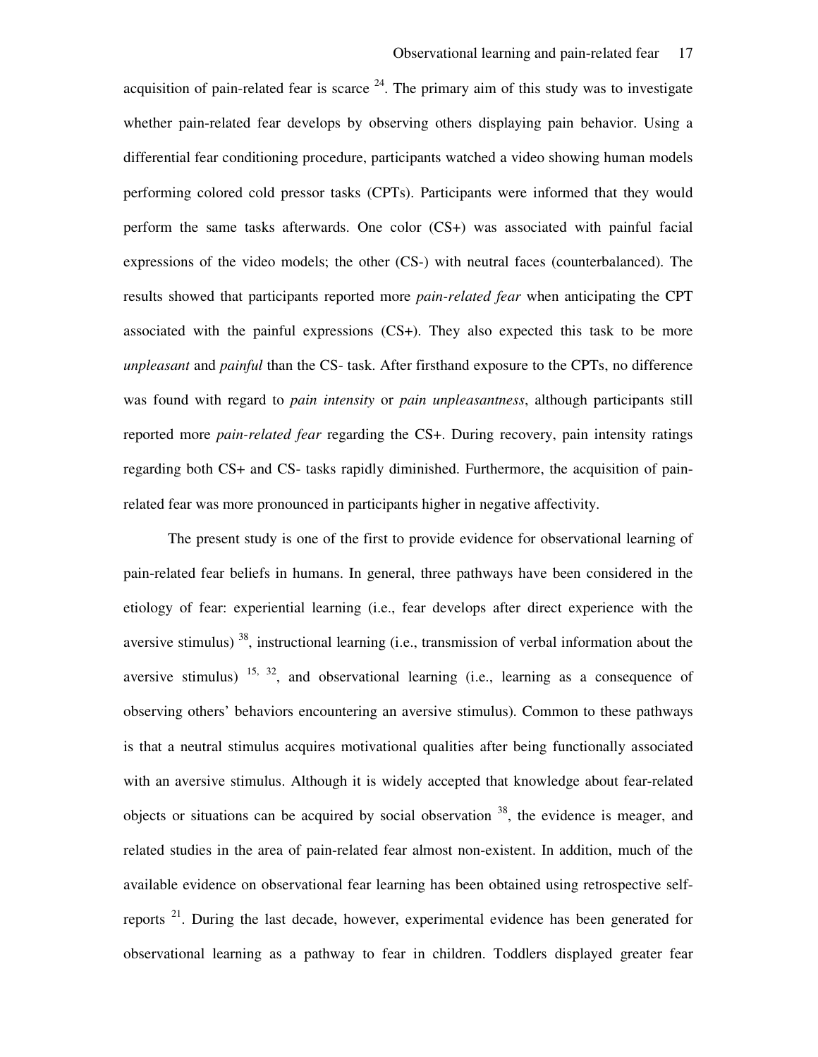acquisition of pain-related fear is scarce [24]. The primary aim of this study was to investigate whether pain-related fear develops by observing others displaying pain behavior. Using a differential fear conditioning procedure, participants watched a video showing human models performing colored cold pressor tasks (CPTs). Participants were informed that they would perform the same tasks afterwards. One color (CS+) was associated with painful facial expressions of the video models; the other (CS-) with neutral faces (counterbalanced). The results showed that participants reported more *pain-related fear* when anticipating the CPT associated with the painful expressions (CS+). They also expected this task to be more *unpleasant* and *painful* than the CS- task. After firsthand exposure to the CPTs, no difference was found with regard to *pain intensity* or *pain unpleasantness*, although participants still reported more *pain-related fear* regarding the CS+. During recovery, pain intensity ratings regarding both CS+ and CS- tasks rapidly diminished. Furthermore, the acquisition of pain-related fear was more pronounced in participants higher in negative affectivity.

The present study is one of the first to provide evidence for observational learning of pain-related fear beliefs in humans. In general, three pathways have been considered in the etiology of fear: experiential learning (i.e., fear develops after direct experience with the aversive stimulus) [38], instructional learning (i.e., transmission of verbal information about the aversive stimulus) [15, 32], and observational learning (i.e., learning as a consequence of observing others' behaviors encountering an aversive stimulus). Common to these pathways is that a neutral stimulus acquires motivational qualities after being functionally associated with an aversive stimulus. Although it is widely accepted that knowledge about fear-related objects or situations can be acquired by social observation [38], the evidence is meager, and related studies in the area of pain-related fear almost non-existent. In addition, much of the available evidence on observational fear learning has been obtained using retrospective self-reports [21]. During the last decade, however, experimental evidence has been generated for observational learning as a pathway to fear in children. Toddlers displayed greater fear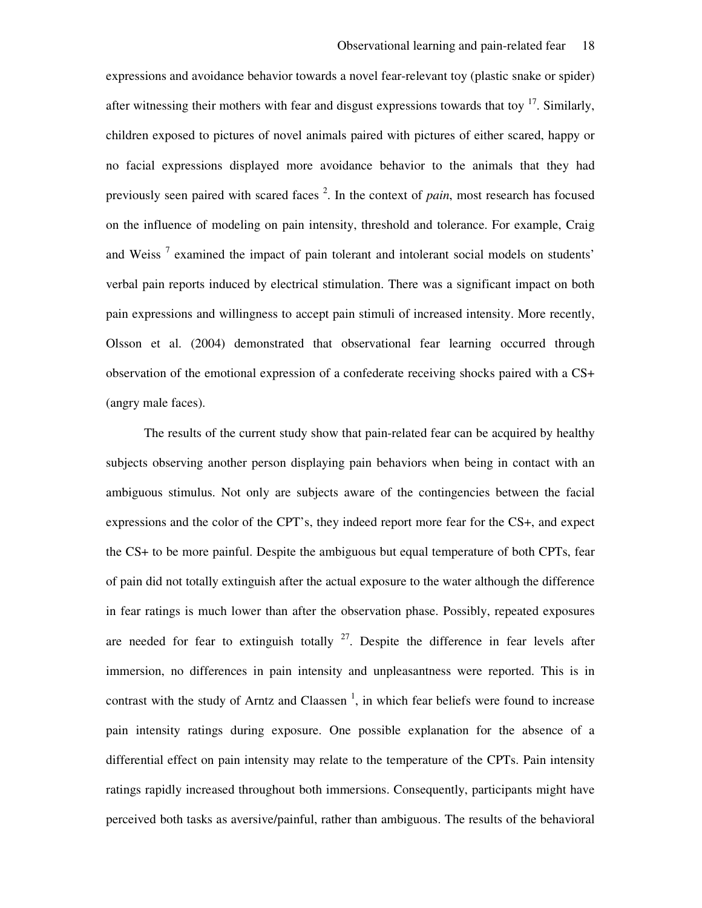expressions and avoidance behavior towards a novel fear-relevant toy (plastic snake or spider) after witnessing their mothers with fear and disgust expressions towards that toy [17]. Similarly, children exposed to pictures of novel animals paired with pictures of either scared, happy or no facial expressions displayed more avoidance behavior to the animals that they had previously seen paired with scared faces [2]. In the context of *pain*, most research has focused on the influence of modeling on pain intensity, threshold and tolerance. For example, Craig and Weiss [7] examined the impact of pain tolerant and intolerant social models on students' verbal pain reports induced by electrical stimulation. There was a significant impact on both pain expressions and willingness to accept pain stimuli of increased intensity. More recently, Olsson et al. (2004) demonstrated that observational fear learning occurred through observation of the emotional expression of a confederate receiving shocks paired with a CS+ (angry male faces).

The results of the current study show that pain-related fear can be acquired by healthy subjects observing another person displaying pain behaviors when being in contact with an ambiguous stimulus. Not only are subjects aware of the contingencies between the facial expressions and the color of the CPT's, they indeed report more fear for the CS+, and expect the CS+ to be more painful. Despite the ambiguous but equal temperature of both CPTs, fear of pain did not totally extinguish after the actual exposure to the water although the difference in fear ratings is much lower than after the observation phase. Possibly, repeated exposures are needed for fear to extinguish totally [27]. Despite the difference in fear levels after immersion, no differences in pain intensity and unpleasantness were reported. This is in contrast with the study of Arntz and Claassen [1], in which fear beliefs were found to increase pain intensity ratings during exposure. One possible explanation for the absence of a differential effect on pain intensity may relate to the temperature of the CPTs. Pain intensity ratings rapidly increased throughout both immersions. Consequently, participants might have perceived both tasks as aversive/painful, rather than ambiguous. The results of the behavioral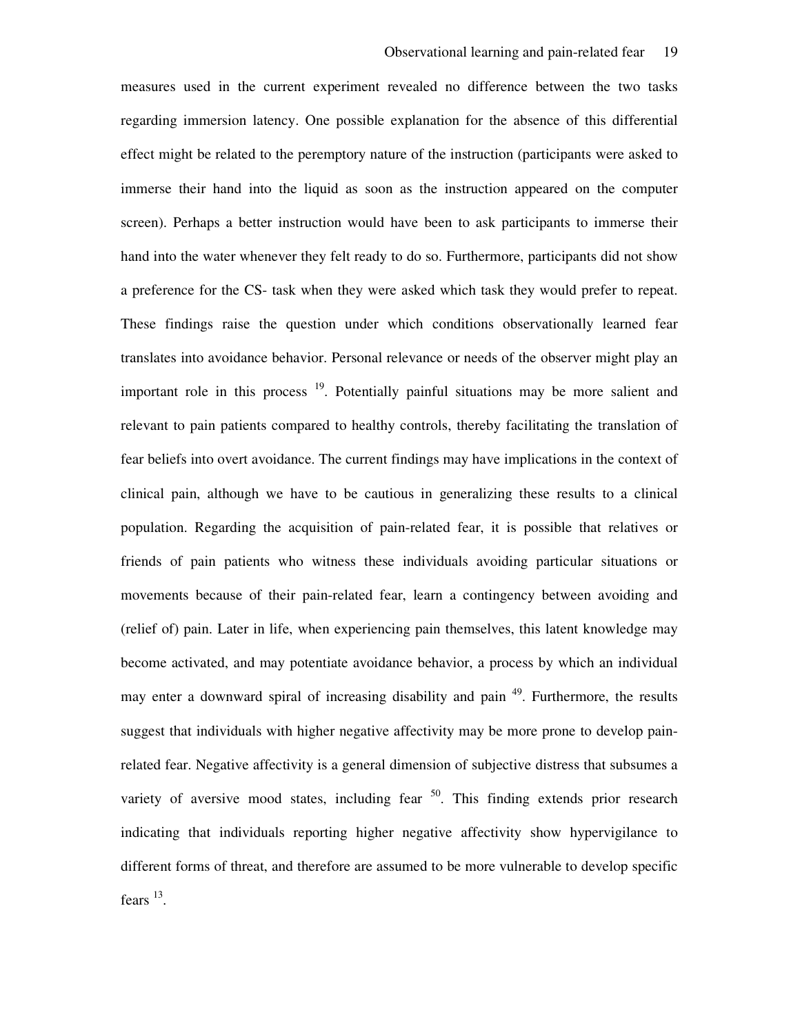measures used in the current experiment revealed no difference between the two tasks regarding immersion latency. One possible explanation for the absence of this differential effect might be related to the peremptory nature of the instruction (participants were asked to immerse their hand into the liquid as soon as the instruction appeared on the computer screen). Perhaps a better instruction would have been to ask participants to immerse their hand into the water whenever they felt ready to do so. Furthermore, participants did not show a preference for the CS- task when they were asked which task they would prefer to repeat. These findings raise the question under which conditions observationally learned fear translates into avoidance behavior. Personal relevance or needs of the observer might play an important role in this process [19]. Potentially painful situations may be more salient and relevant to pain patients compared to healthy controls, thereby facilitating the translation of fear beliefs into overt avoidance. The current findings may have implications in the context of clinical pain, although we have to be cautious in generalizing these results to a clinical population. Regarding the acquisition of pain-related fear, it is possible that relatives or friends of pain patients who witness these individuals avoiding particular situations or movements because of their pain-related fear, learn a contingency between avoiding and (relief of) pain. Later in life, when experiencing pain themselves, this latent knowledge may become activated, and may potentiate avoidance behavior, a process by which an individual may enter a downward spiral of increasing disability and pain [49]. Furthermore, the results suggest that individuals with higher negative affectivity may be more prone to develop pain-related fear. Negative affectivity is a general dimension of subjective distress that subsumes a variety of aversive mood states, including fear [50]. This finding extends prior research indicating that individuals reporting higher negative affectivity show hypervigilance to different forms of threat, and therefore are assumed to be more vulnerable to develop specific fears [13].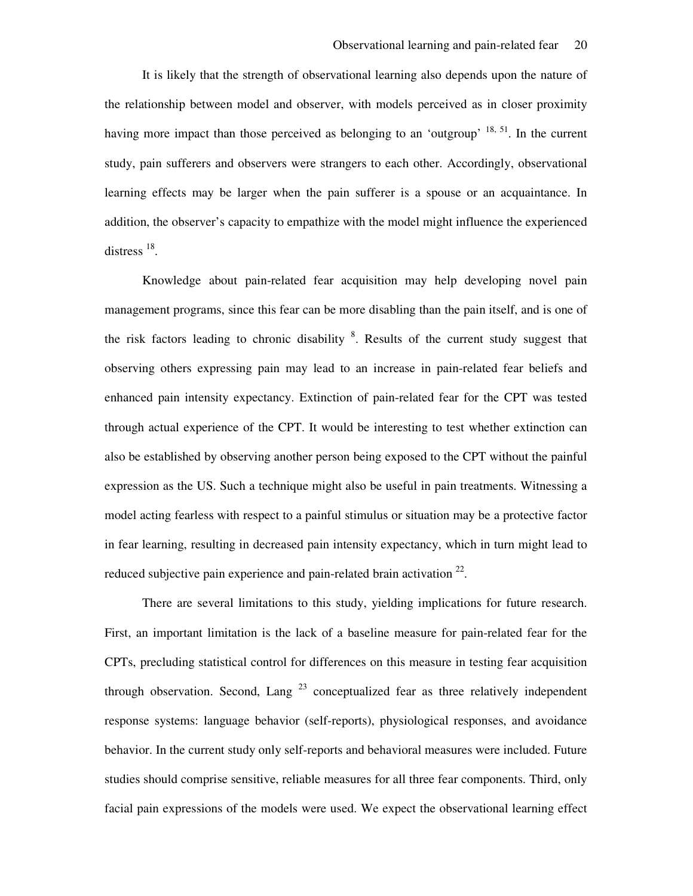It is likely that the strength of observational learning also depends upon the nature of the relationship between model and observer, with models perceived as in closer proximity having more impact than those perceived as belonging to an 'outgroup' [18, 51]. In the current study, pain sufferers and observers were strangers to each other. Accordingly, observational learning effects may be larger when the pain sufferer is a spouse or an acquaintance. In addition, the observer's capacity to empathize with the model might influence the experienced distress [18].

Knowledge about pain-related fear acquisition may help developing novel pain management programs, since this fear can be more disabling than the pain itself, and is one of the risk factors leading to chronic disability [8]. Results of the current study suggest that observing others expressing pain may lead to an increase in pain-related fear beliefs and enhanced pain intensity expectancy. Extinction of pain-related fear for the CPT was tested through actual experience of the CPT. It would be interesting to test whether extinction can also be established by observing another person being exposed to the CPT without the painful expression as the US. Such a technique might also be useful in pain treatments. Witnessing a model acting fearless with respect to a painful stimulus or situation may be a protective factor in fear learning, resulting in decreased pain intensity expectancy, which in turn might lead to reduced subjective pain experience and pain-related brain activation [22].

There are several limitations to this study, yielding implications for future research. First, an important limitation is the lack of a baseline measure for pain-related fear for the CPTs, precluding statistical control for differences on this measure in testing fear acquisition through observation. Second, Lang [23] conceptualized fear as three relatively independent response systems: language behavior (self-reports), physiological responses, and avoidance behavior. In the current study only self-reports and behavioral measures were included. Future studies should comprise sensitive, reliable measures for all three fear components. Third, only facial pain expressions of the models were used. We expect the observational learning effect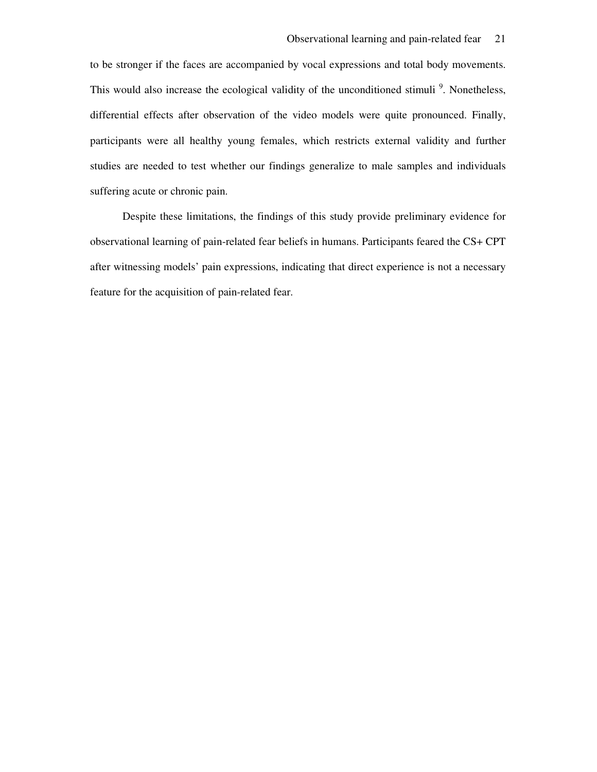to be stronger if the faces are accompanied by vocal expressions and total body movements. This would also increase the ecological validity of the unconditioned stimuli [9]. Nonetheless, differential effects after observation of the video models were quite pronounced. Finally, participants were all healthy young females, which restricts external validity and further studies are needed to test whether our findings generalize to male samples and individuals suffering acute or chronic pain.

Despite these limitations, the findings of this study provide preliminary evidence for observational learning of pain-related fear beliefs in humans. Participants feared the CS+ CPT after witnessing models' pain expressions, indicating that direct experience is not a necessary feature for the acquisition of pain-related fear.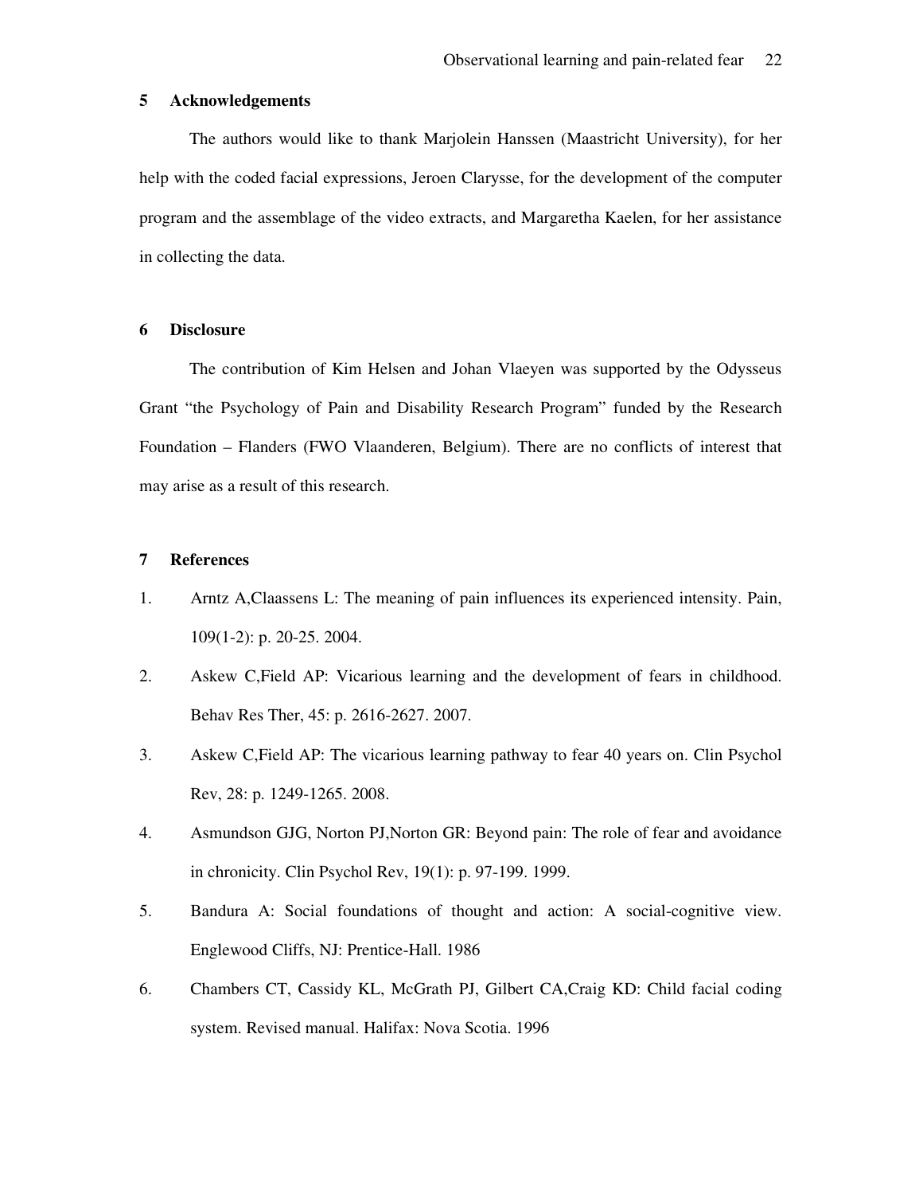## 5 Acknowledgements

The authors would like to thank Marjolein Hanssen (Maastricht University), for her help with the coded facial expressions, Jeroen Clarysse, for the development of the computer program and the assemblage of the video extracts, and Margaretha Kaelen, for her assistance in collecting the data.

## 6 Disclosure

The contribution of Kim Helsen and Johan Vlaeyen was supported by the Odysseus Grant "the Psychology of Pain and Disability Research Program" funded by the Research Foundation – Flanders (FWO Vlaanderen, Belgium). There are no conflicts of interest that may arise as a result of this research.

## 7 References

1. Arntz A,Claassens L: The meaning of pain influences its experienced intensity. Pain, 109(1-2): p. 20-25. 2004.
2. Askew C,Field AP: Vicarious learning and the development of fears in childhood. Behav Res Ther, 45: p. 2616-2627. 2007.
3. Askew C,Field AP: The vicarious learning pathway to fear 40 years on. Clin Psychol Rev, 28: p. 1249-1265. 2008.
4. Asmundson GJG, Norton PJ,Norton GR: Beyond pain: The role of fear and avoidance in chronicity. Clin Psychol Rev, 19(1): p. 97-199. 1999.
5. Bandura A: Social foundations of thought and action: A social-cognitive view. Englewood Cliffs, NJ: Prentice-Hall. 1986
6. Chambers CT, Cassidy KL, McGrath PJ, Gilbert CA,Craig KD: Child facial coding system. Revised manual. Halifax: Nova Scotia. 1996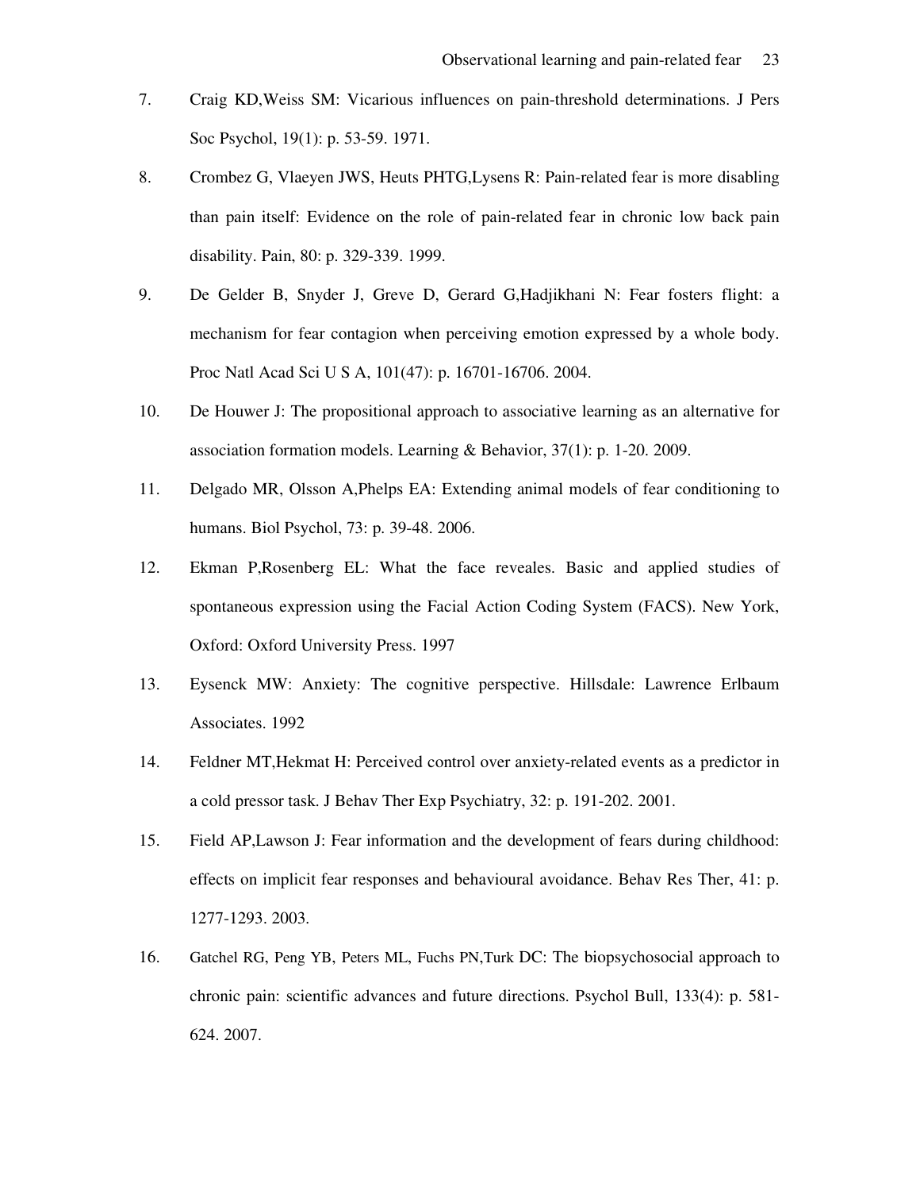7. Craig KD,Weiss SM: Vicarious influences on pain-threshold determinations. J Pers Soc Psychol, 19(1): p. 53-59. 1971.

8. Crombez G, Vlaeyen JWS, Heuts PHTG,Lysens R: Pain-related fear is more disabling than pain itself: Evidence on the role of pain-related fear in chronic low back pain disability. Pain, 80: p. 329-339. 1999.

9. De Gelder B, Snyder J, Greve D, Gerard G,Hadjikhani N: Fear fosters flight: a mechanism for fear contagion when perceiving emotion expressed by a whole body. Proc Natl Acad Sci U S A, 101(47): p. 16701-16706. 2004.

10. De Houwer J: The propositional approach to associative learning as an alternative for association formation models. Learning & Behavior, 37(1): p. 1-20. 2009.

11. Delgado MR, Olsson A,Phelps EA: Extending animal models of fear conditioning to humans. Biol Psychol, 73: p. 39-48. 2006.

12. Ekman P,Rosenberg EL: What the face reveales. Basic and applied studies of spontaneous expression using the Facial Action Coding System (FACS). New York, Oxford: Oxford University Press. 1997

13. Eysenck MW: Anxiety: The cognitive perspective. Hillsdale: Lawrence Erlbaum Associates. 1992

14. Feldner MT,Hekmat H: Perceived control over anxiety-related events as a predictor in a cold pressor task. J Behav Ther Exp Psychiatry, 32: p. 191-202. 2001.

15. Field AP,Lawson J: Fear information and the development of fears during childhood: effects on implicit fear responses and behavioural avoidance. Behav Res Ther, 41: p. 1277-1293. 2003.

16. Gatchel RG, Peng YB, Peters ML, Fuchs PN,Turk DC: The biopsychosocial approach to chronic pain: scientific advances and future directions. Psychol Bull, 133(4): p. 581-624. 2007.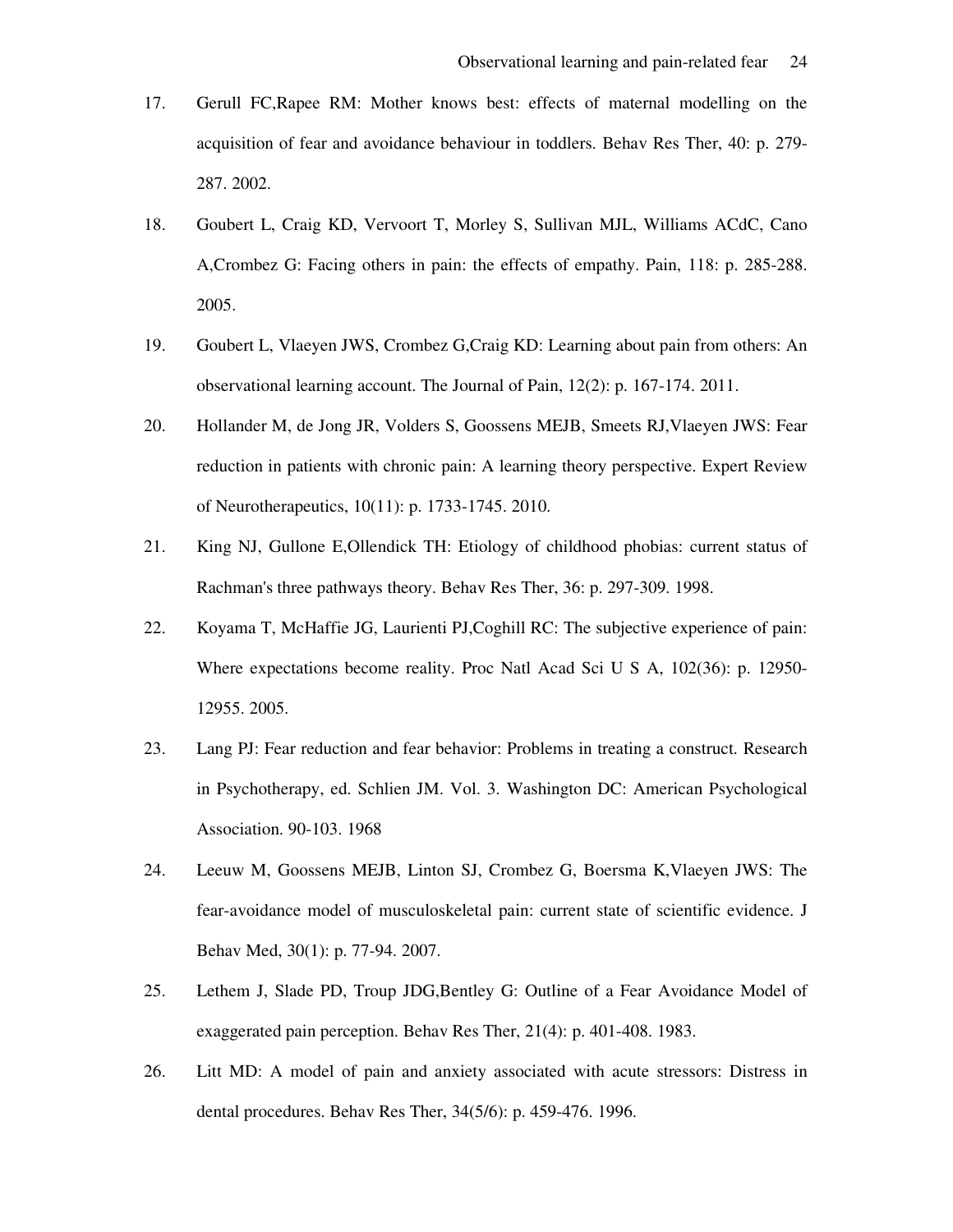17. Gerull FC,Rapee RM: Mother knows best: effects of maternal modelling on the acquisition of fear and avoidance behaviour in toddlers. Behav Res Ther, 40: p. 279-287. 2002.

18. Goubert L, Craig KD, Vervoort T, Morley S, Sullivan MJL, Williams ACdC, Cano A,Crombez G: Facing others in pain: the effects of empathy. Pain, 118: p. 285-288. 2005.

19. Goubert L, Vlaeyen JWS, Crombez G,Craig KD: Learning about pain from others: An observational learning account. The Journal of Pain, 12(2): p. 167-174. 2011.

20. Hollander M, de Jong JR, Volders S, Goossens MEJB, Smeets RJ,Vlaeyen JWS: Fear reduction in patients with chronic pain: A learning theory perspective. Expert Review of Neurotherapeutics, 10(11): p. 1733-1745. 2010.

21. King NJ, Gullone E,Ollendick TH: Etiology of childhood phobias: current status of Rachman's three pathways theory. Behav Res Ther, 36: p. 297-309. 1998.

22. Koyama T, McHaffie JG, Laurienti PJ,Coghill RC: The subjective experience of pain: Where expectations become reality. Proc Natl Acad Sci U S A, 102(36): p. 12950-12955. 2005.

23. Lang PJ: Fear reduction and fear behavior: Problems in treating a construct. Research in Psychotherapy, ed. Schlien JM. Vol. 3. Washington DC: American Psychological Association. 90-103. 1968

24. Leeuw M, Goossens MEJB, Linton SJ, Crombez G, Boersma K,Vlaeyen JWS: The fear-avoidance model of musculoskeletal pain: current state of scientific evidence. J Behav Med, 30(1): p. 77-94. 2007.

25. Lethem J, Slade PD, Troup JDG,Bentley G: Outline of a Fear Avoidance Model of exaggerated pain perception. Behav Res Ther, 21(4): p. 401-408. 1983.

26. Litt MD: A model of pain and anxiety associated with acute stressors: Distress in dental procedures. Behav Res Ther, 34(5/6): p. 459-476. 1996.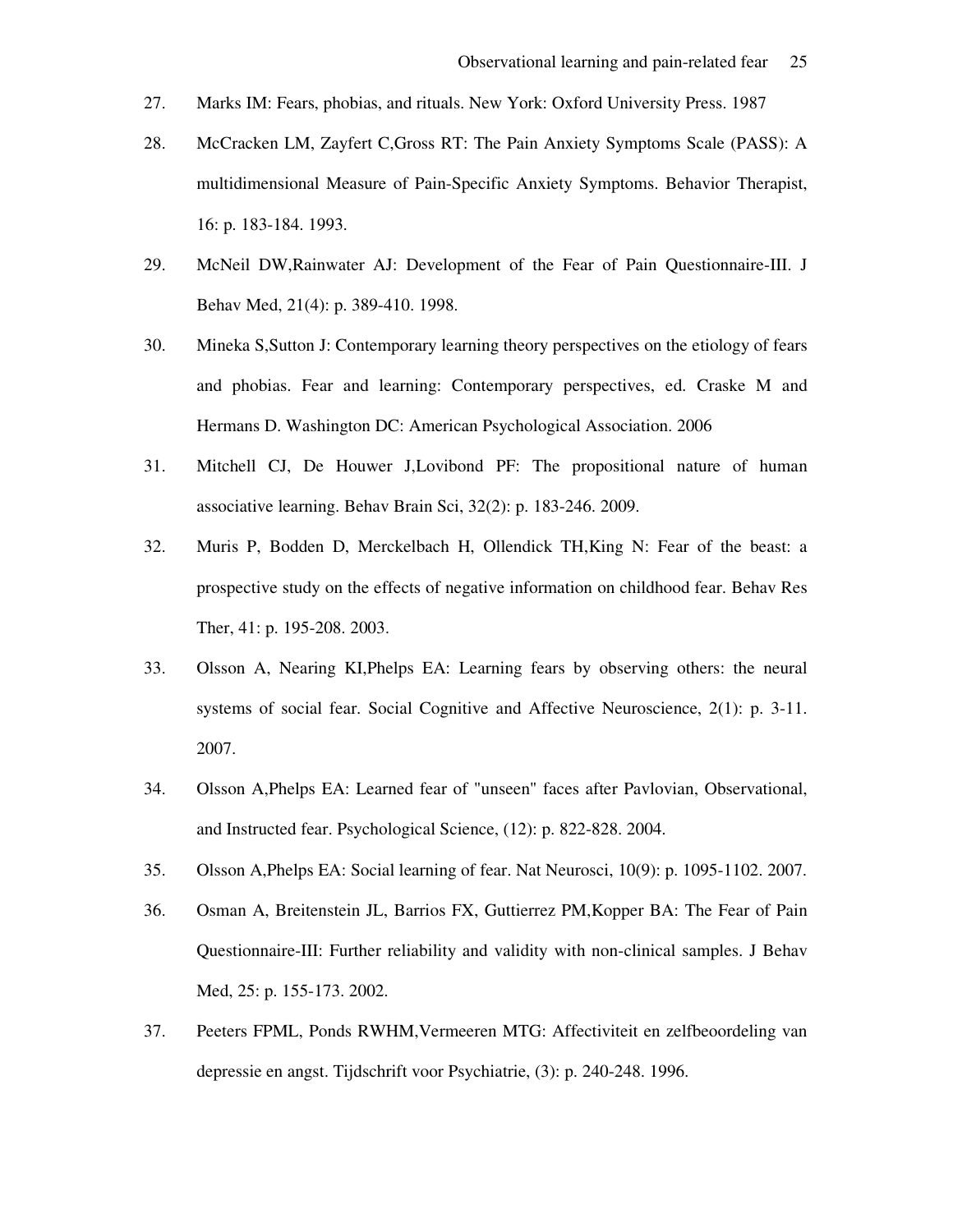27. Marks IM: Fears, phobias, and rituals. New York: Oxford University Press. 1987

28. McCracken LM, Zayfert C,Gross RT: The Pain Anxiety Symptoms Scale (PASS): A multidimensional Measure of Pain-Specific Anxiety Symptoms. Behavior Therapist, 16: p. 183-184. 1993.

29. McNeil DW,Rainwater AJ: Development of the Fear of Pain Questionnaire-III. J Behav Med, 21(4): p. 389-410. 1998.

30. Mineka S,Sutton J: Contemporary learning theory perspectives on the etiology of fears and phobias. Fear and learning: Contemporary perspectives, ed. Craske M and Hermans D. Washington DC: American Psychological Association. 2006

31. Mitchell CJ, De Houwer J,Lovibond PF: The propositional nature of human associative learning. Behav Brain Sci, 32(2): p. 183-246. 2009.

32. Muris P, Bodden D, Merckelbach H, Ollendick TH,King N: Fear of the beast: a prospective study on the effects of negative information on childhood fear. Behav Res Ther, 41: p. 195-208. 2003.

33. Olsson A, Nearing KI,Phelps EA: Learning fears by observing others: the neural systems of social fear. Social Cognitive and Affective Neuroscience, 2(1): p. 3-11. 2007.

34. Olsson A,Phelps EA: Learned fear of "unseen" faces after Pavlovian, Observational, and Instructed fear. Psychological Science, (12): p. 822-828. 2004.

35. Olsson A,Phelps EA: Social learning of fear. Nat Neurosci, 10(9): p. 1095-1102. 2007.

36. Osman A, Breitenstein JL, Barrios FX, Guttierrez PM,Kopper BA: The Fear of Pain Questionnaire-III: Further reliability and validity with non-clinical samples. J Behav Med, 25: p. 155-173. 2002.

37. Peeters FPML, Ponds RWHM,Vermeeren MTG: Affectiviteit en zelfbeoordeling van depressie en angst. Tijdschrift voor Psychiatrie, (3): p. 240-248. 1996.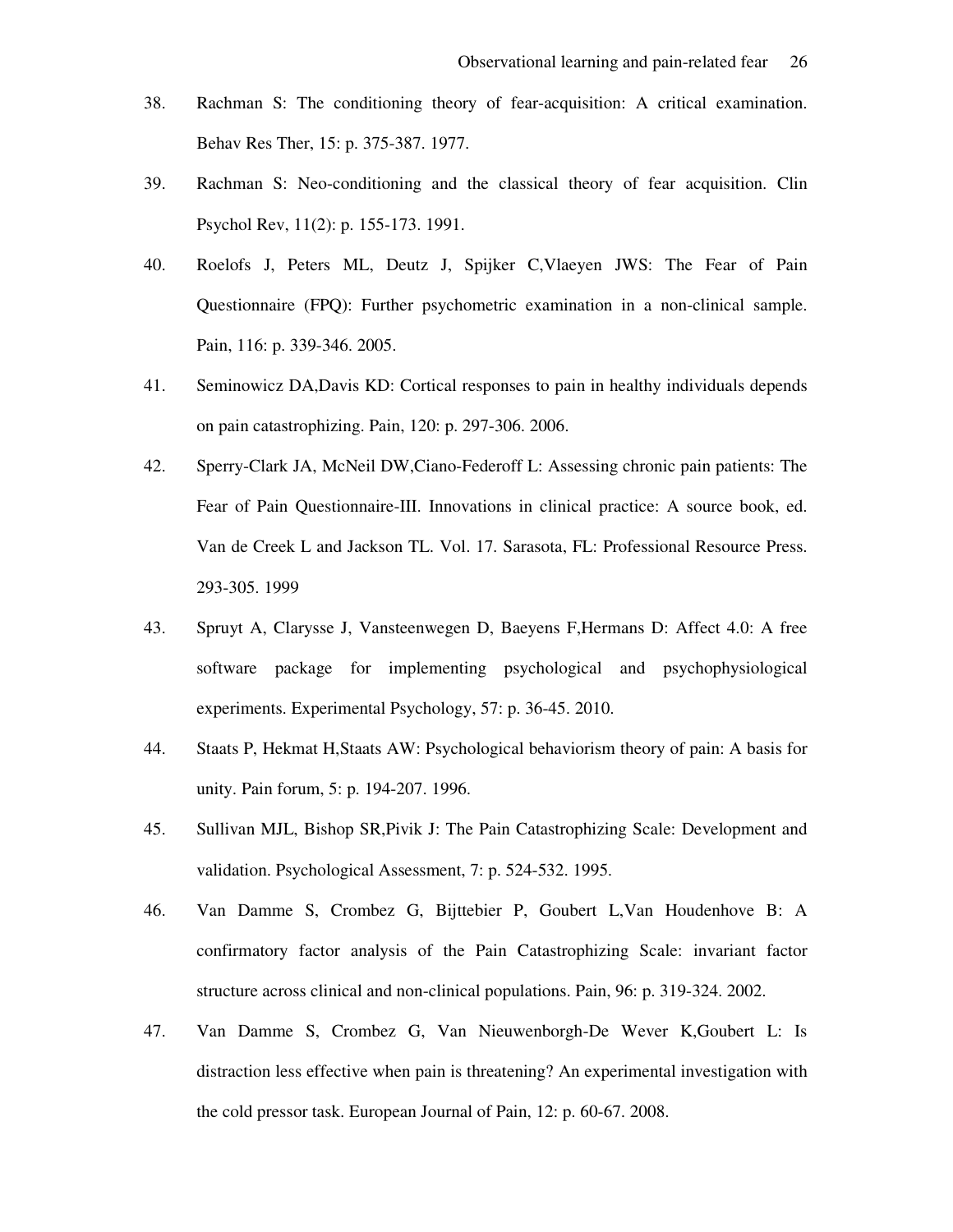38. Rachman S: The conditioning theory of fear-acquisition: A critical examination. Behav Res Ther, 15: p. 375-387. 1977.

39. Rachman S: Neo-conditioning and the classical theory of fear acquisition. Clin Psychol Rev, 11(2): p. 155-173. 1991.

40. Roelofs J, Peters ML, Deutz J, Spijker C,Vlaeyen JWS: The Fear of Pain Questionnaire (FPQ): Further psychometric examination in a non-clinical sample. Pain, 116: p. 339-346. 2005.

41. Seminowicz DA,Davis KD: Cortical responses to pain in healthy individuals depends on pain catastrophizing. Pain, 120: p. 297-306. 2006.

42. Sperry-Clark JA, McNeil DW,Ciano-Federoff L: Assessing chronic pain patients: The Fear of Pain Questionnaire-III. Innovations in clinical practice: A source book, ed. Van de Creek L and Jackson TL. Vol. 17. Sarasota, FL: Professional Resource Press. 293-305. 1999

43. Spruyt A, Clarysse J, Vansteenwegen D, Baeyens F,Hermans D: Affect 4.0: A free software package for implementing psychological and psychophysiological experiments. Experimental Psychology, 57: p. 36-45. 2010.

44. Staats P, Hekmat H,Staats AW: Psychological behaviorism theory of pain: A basis for unity. Pain forum, 5: p. 194-207. 1996.

45. Sullivan MJL, Bishop SR,Pivik J: The Pain Catastrophizing Scale: Development and validation. Psychological Assessment, 7: p. 524-532. 1995.

46. Van Damme S, Crombez G, Bijttebier P, Goubert L,Van Houdenhove B: A confirmatory factor analysis of the Pain Catastrophizing Scale: invariant factor structure across clinical and non-clinical populations. Pain, 96: p. 319-324. 2002.

47. Van Damme S, Crombez G, Van Nieuwenborgh-De Wever K,Goubert L: Is distraction less effective when pain is threatening? An experimental investigation with the cold pressor task. European Journal of Pain, 12: p. 60-67. 2008.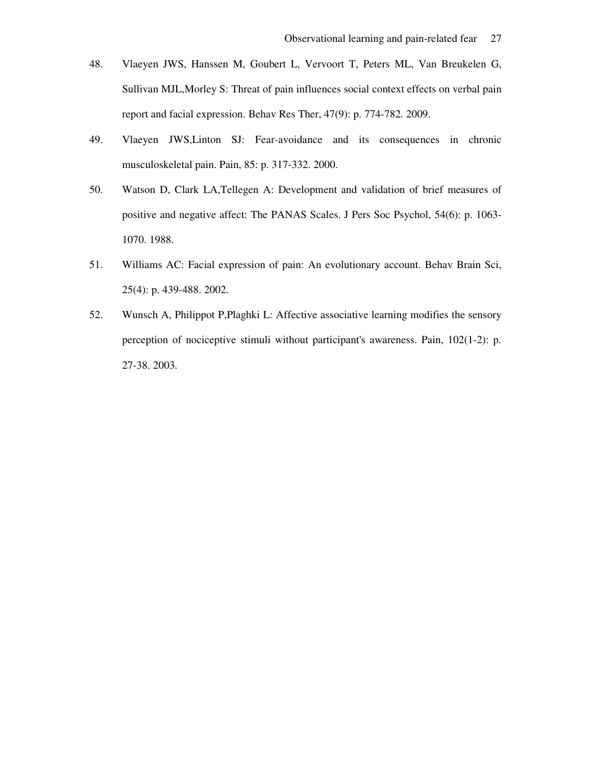48. Vlaeyen JWS, Hanssen M, Goubert L, Vervoort T, Peters ML, Van Breukelen G, Sullivan MJL,Morley S: Threat of pain influences social context effects on verbal pain report and facial expression. Behav Res Ther, 47(9): p. 774-782. 2009.

49. Vlaeyen JWS,Linton SJ: Fear-avoidance and its consequences in chronic musculoskeletal pain. Pain, 85: p. 317-332. 2000.

50. Watson D, Clark LA,Tellegen A: Development and validation of brief measures of positive and negative affect: The PANAS Scales. J Pers Soc Psychol, 54(6): p. 1063-1070. 1988.

51. Williams AC: Facial expression of pain: An evolutionary account. Behav Brain Sci, 25(4): p. 439-488. 2002.

52. Wunsch A, Philippot P,Plaghki L: Affective associative learning modifies the sensory perception of nociceptive stimuli without participant's awareness. Pain, 102(1-2): p. 27-38. 2003.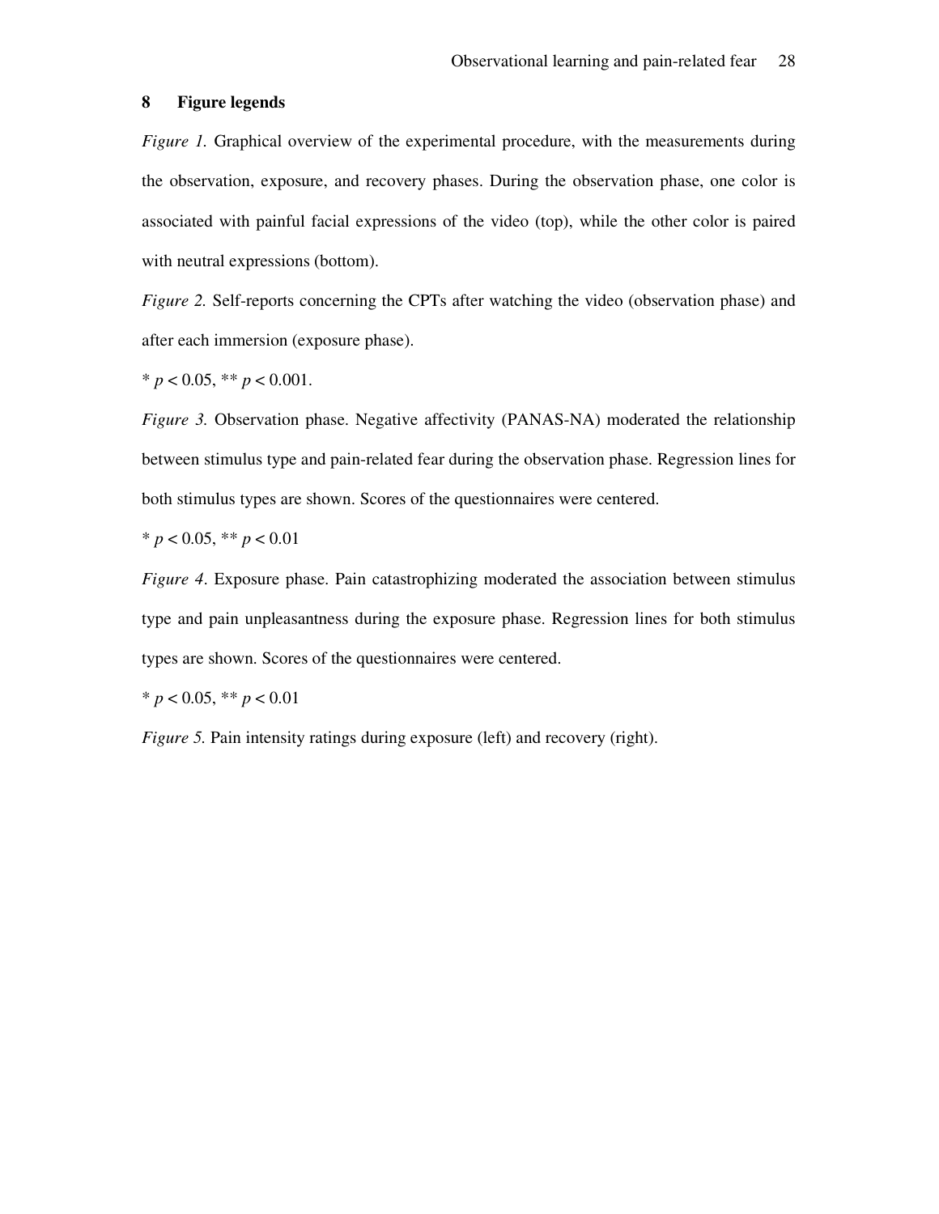## 8 Figure legends

*Figure 1.* Graphical overview of the experimental procedure, with the measurements during the observation, exposure, and recovery phases. During the observation phase, one color is associated with painful facial expressions of the video (top), while the other color is paired with neutral expressions (bottom).

*Figure 2.* Self-reports concerning the CPTs after watching the video (observation phase) and after each immersion (exposure phase).

* $p < 0.05$, ** $p < 0.001$.

*Figure 3.* Observation phase. Negative affectivity (PANAS-NA) moderated the relationship between stimulus type and pain-related fear during the observation phase. Regression lines for both stimulus types are shown. Scores of the questionnaires were centered.

* $p < 0.05$, ** $p < 0.01$

*Figure 4*. Exposure phase. Pain catastrophizing moderated the association between stimulus type and pain unpleasantness during the exposure phase. Regression lines for both stimulus types are shown. Scores of the questionnaires were centered.

* $p < 0.05$, ** $p < 0.01$

*Figure 5.* Pain intensity ratings during exposure (left) and recovery (right).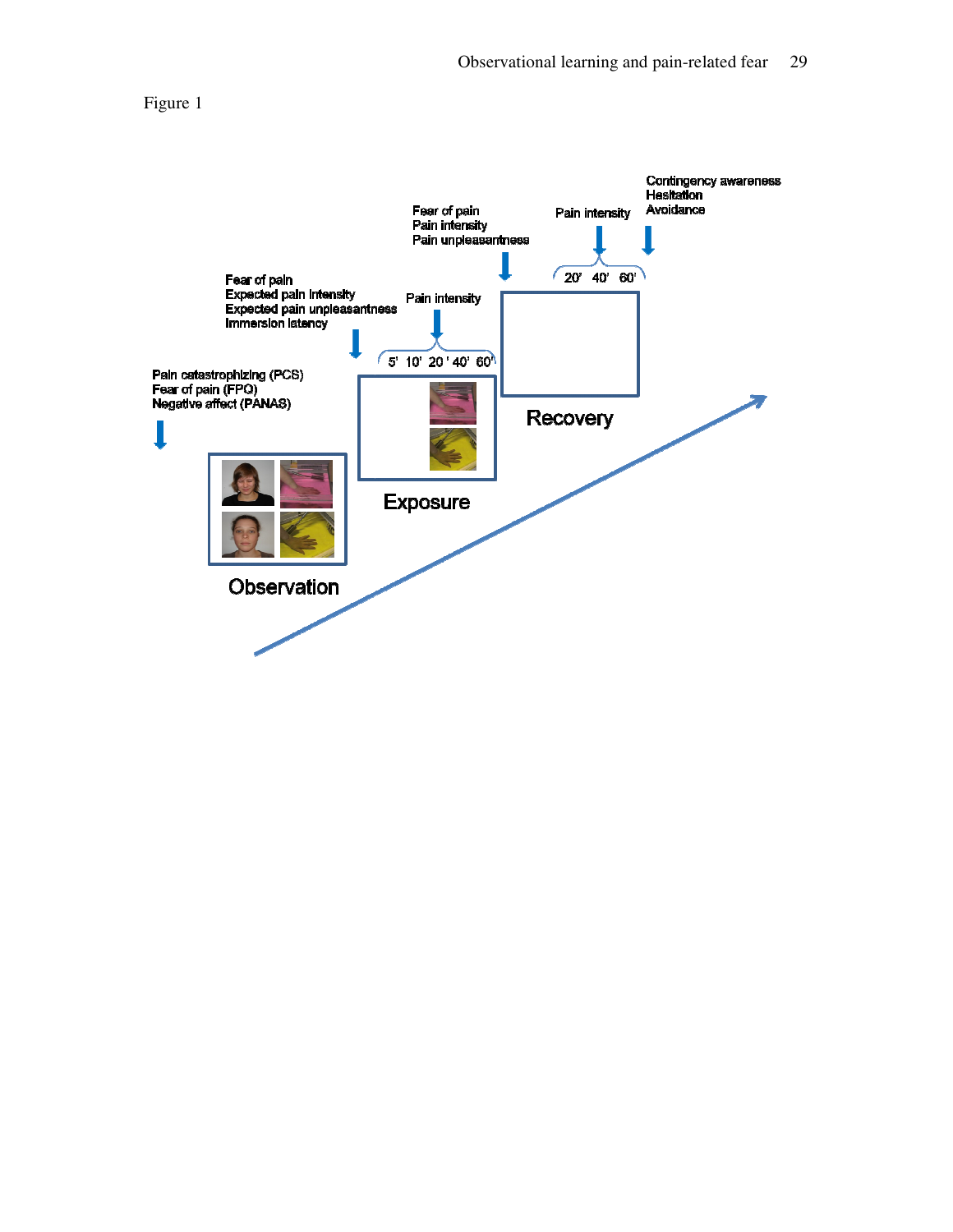Figure 1

Pain catastrophizing (PCS)
Fear of pain (FPQ)
Negative affect (PANAS)

Observation

Fear of pain
Expected pain intensity
Expected pain unpleasantness
Immersion latency

Pain intensity

5' 10' 20' 40' 60'

Exposure

Fear of pain
Pain intensity
Pain unpleasantness

Pain intensity

20' 40' 60'

Recovery

Contingency awareness
Hesitation
Avoidance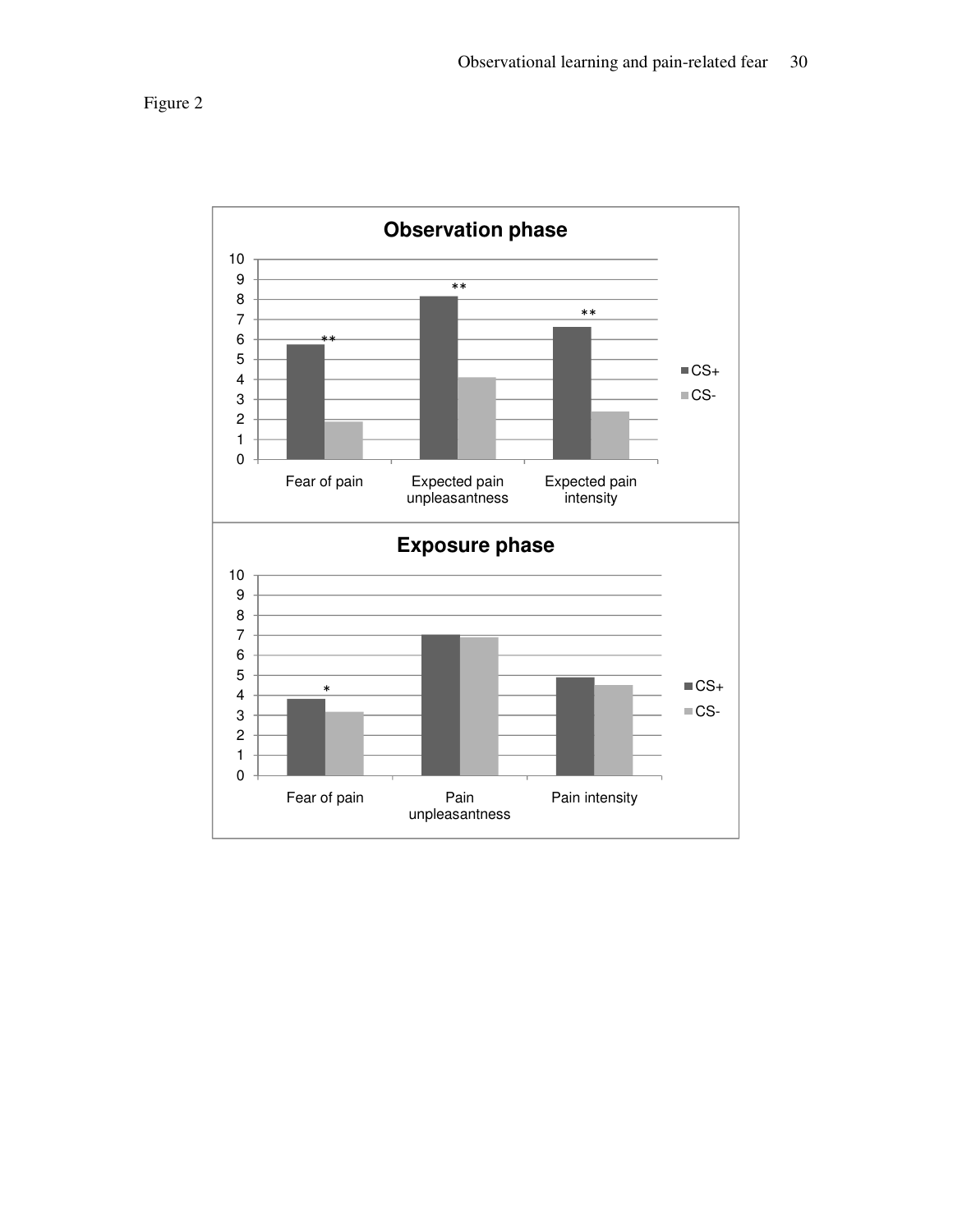Figure 2

**Observation phase**

**Exposure phase**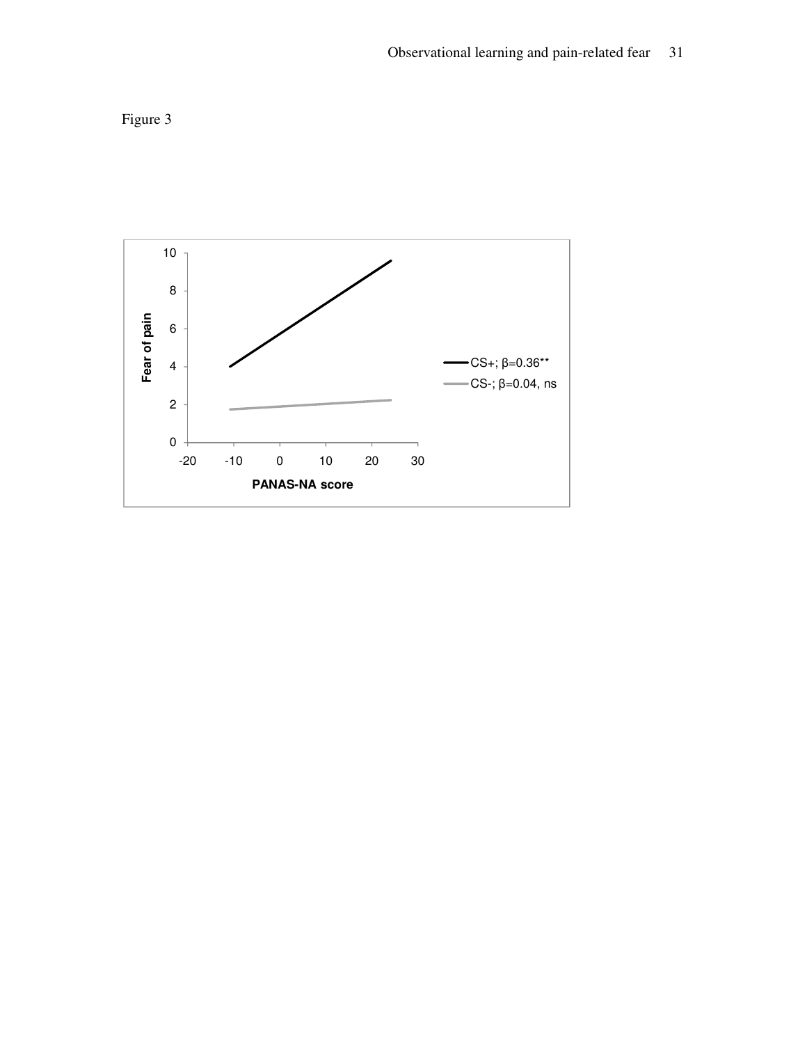Figure 3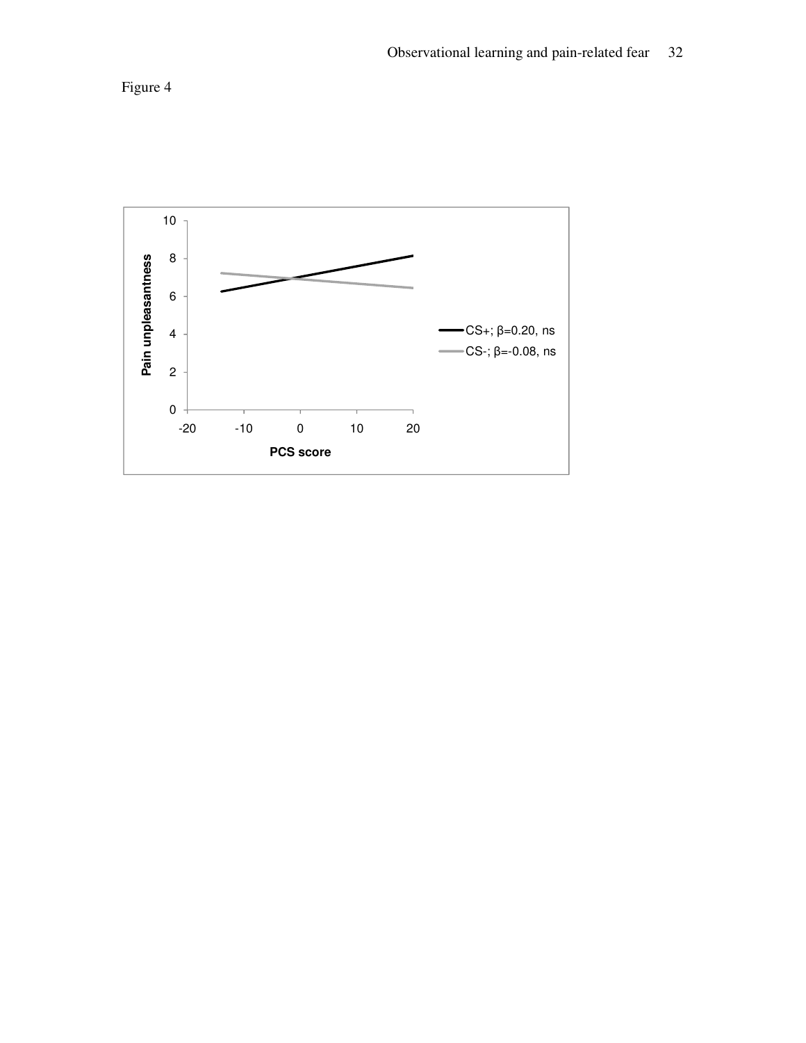Figure 4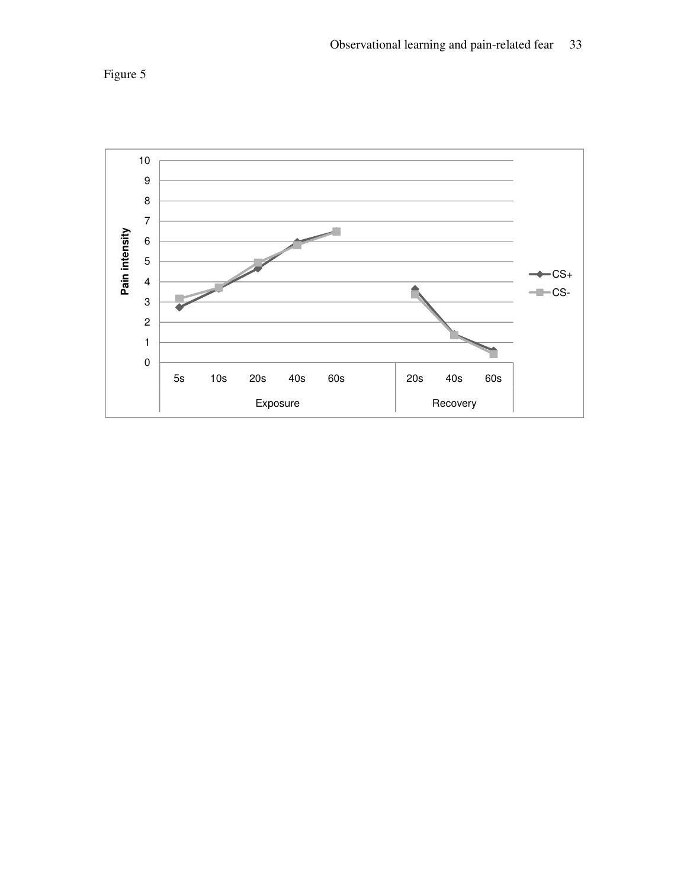Figure 5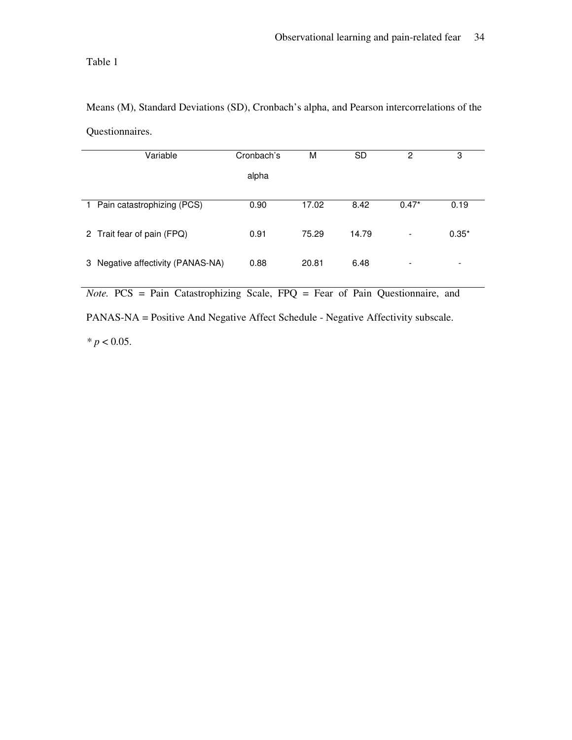Table 1

Means (M), Standard Deviations (SD), Cronbach's alpha, and Pearson intercorrelations of the Questionnaires.

| Variable | Cronbach's alpha | M | SD | 2 | 3 |
|---|---|---|---|---|---|
| 1 Pain catastrophizing (PCS) | 0.90 | 17.02 | 8.42 | 0.47* | 0.19 |
| 2 Trait fear of pain (FPQ) | 0.91 | 75.29 | 14.79 | - | 0.35* |
| 3 Negative affectivity (PANAS-NA) | 0.88 | 20.81 | 6.48 | - | - |

*Note.* PCS = Pain Catastrophizing Scale, FPQ = Fear of Pain Questionnaire, and PANAS-NA = Positive And Negative Affect Schedule - Negative Affectivity subscale.

* $p < 0.05$.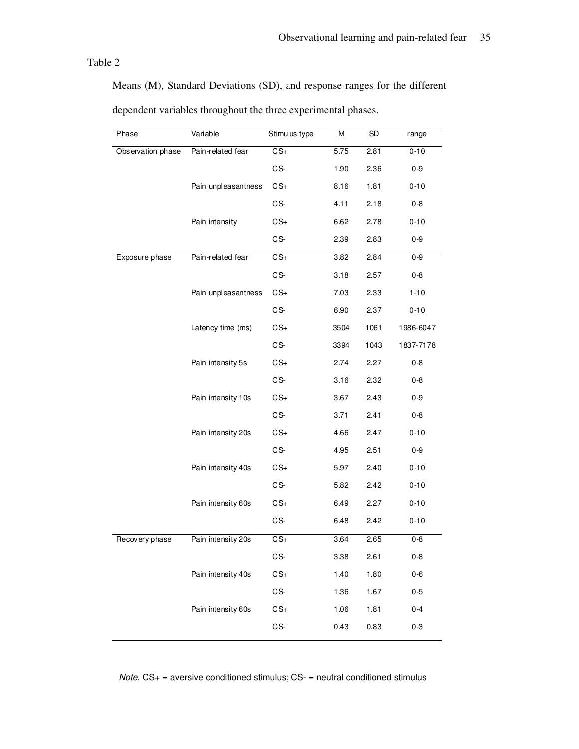Table 2

Means (M), Standard Deviations (SD), and response ranges for the different dependent variables throughout the three experimental phases.

| Phase | Variable | Stimulus type | M | SD | range |
|---|---|---|---|---|---|
| Observation phase | Pain-related fear | CS+ | 5.75 | 2.81 | 0-10 |
| | | CS- | 1.90 | 2.36 | 0-9 |
| | Pain unpleasantness | CS+ | 8.16 | 1.81 | 0-10 |
| | | CS- | 4.11 | 2.18 | 0-8 |
| | Pain intensity | CS+ | 6.62 | 2.78 | 0-10 |
| | | CS- | 2.39 | 2.83 | 0-9 |
| Exposure phase | Pain-related fear | CS+ | 3.82 | 2.84 | 0-9 |
| | | CS- | 3.18 | 2.57 | 0-8 |
| | Pain unpleasantness | CS+ | 7.03 | 2.33 | 1-10 |
| | | CS- | 6.90 | 2.37 | 0-10 |
| | Latency time (ms) | CS+ | 3504 | 1061 | 1986-6047 |
| | | CS- | 3394 | 1043 | 1837-7178 |
| | Pain intensity 5s | CS+ | 2.74 | 2.27 | 0-8 |
| | | CS- | 3.16 | 2.32 | 0-8 |
| | Pain intensity 10s | CS+ | 3.67 | 2.43 | 0-9 |
| | | CS- | 3.71 | 2.41 | 0-8 |
| | Pain intensity 20s | CS+ | 4.66 | 2.47 | 0-10 |
| | | CS- | 4.95 | 2.51 | 0-9 |
| | Pain intensity 40s | CS+ | 5.97 | 2.40 | 0-10 |
| | | CS- | 5.82 | 2.42 | 0-10 |
| | Pain intensity 60s | CS+ | 6.49 | 2.27 | 0-10 |
| | | CS- | 6.48 | 2.42 | 0-10 |
| Recovery phase | Pain intensity 20s | CS+ | 3.64 | 2.65 | 0-8 |
| | | CS- | 3.38 | 2.61 | 0-8 |
| | Pain intensity 40s | CS+ | 1.40 | 1.80 | 0-6 |
| | | CS- | 1.36 | 1.67 | 0-5 |
| | Pain intensity 60s | CS+ | 1.06 | 1.81 | 0-4 |
| | | CS- | 0.43 | 0.83 | 0-3 |

*Note.* CS+ = aversive conditioned stimulus; CS- = neutral conditioned stimulus